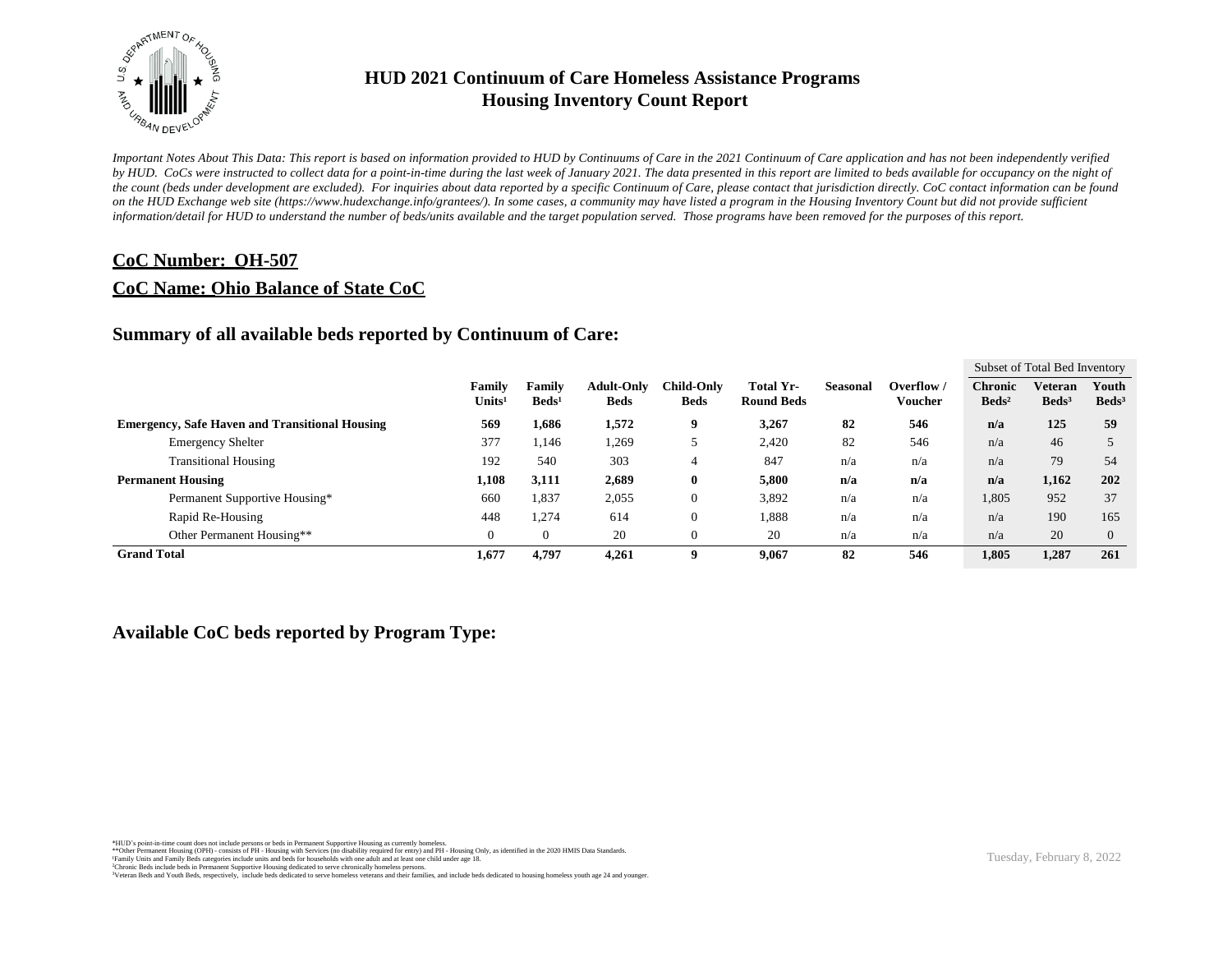# HUD 2021 Continuum of Care Homeless Assistance Programs
# Housing Inventory Count Report

*Important Notes About This Data: This report is based on information provided to HUD by Continuums of Care in the 2021 Continuum of Care application and has not been independently verified by HUD. CoCs were instructed to collect data for a point-in-time during the last week of January 2021. The data presented in this report are limited to beds available for occupancy on the night of the count (beds under development are excluded). For inquiries about data reported by a specific Continuum of Care, please contact that jurisdiction directly. CoC contact information can be found on the HUD Exchange web site (https://www.hudexchange.info/grantees/). In some cases, a community may have listed a program in the Housing Inventory Count but did not provide sufficient information/detail for HUD to understand the number of beds/units available and the target population served. Those programs have been removed for the purposes of this report.*

## CoC Number: OH-507

## CoC Name: Ohio Balance of State CoC

## Summary of all available beds reported by Continuum of Care:

| | Family Units[1] | Family Beds[1] | Adult-Only Beds | Child-Only Beds | Total Yr-Round Beds | Seasonal | Overflow / Voucher | Subset of Total Bed Inventory: Chronic Beds[2] | Veteran Beds[3] | Youth Beds[3] |
|---|---|---|---|---|---|---|---|---|---|---|
| **Emergency, Safe Haven and Transitional Housing** | **569** | **1,686** | **1,572** | **9** | **3,267** | **82** | **546** | **n/a** | **125** | **59** |
| Emergency Shelter | 377 | 1,146 | 1,269 | 5 | 2,420 | 82 | 546 | n/a | 46 | 5 |
| Transitional Housing | 192 | 540 | 303 | 4 | 847 | n/a | n/a | n/a | 79 | 54 |
| **Permanent Housing** | **1,108** | **3,111** | **2,689** | **0** | **5,800** | **n/a** | **n/a** | **n/a** | **1,162** | **202** |
| Permanent Supportive Housing* | 660 | 1,837 | 2,055 | 0 | 3,892 | n/a | n/a | 1,805 | 952 | 37 |
| Rapid Re-Housing | 448 | 1,274 | 614 | 0 | 1,888 | n/a | n/a | n/a | 190 | 165 |
| Other Permanent Housing** | 0 | 0 | 20 | 0 | 20 | n/a | n/a | n/a | 20 | 0 |
| **Grand Total** | **1,677** | **4,797** | **4,261** | **9** | **9,067** | **82** | **546** | **1,805** | **1,287** | **261** |

## Available CoC beds reported by Program Type:

*HUD's point-in-time count does not include persons or beds in Permanent Supportive Housing as currently homeless.
**Other Permanent Housing (OPH) - consists of PH - Housing with Services (no disability required for entry) and PH - Housing Only, as identified in the 2020 HMIS Data Standards.
[1]Family Units and Family Beds categories include units and beds for households with one adult and at least one child under age 18.
[2]Chronic Beds include beds in Permanent Supportive Housing dedicated to serve chronically homeless persons.
[3]Veteran Beds and Youth Beds, respectively, include beds dedicated to serve homeless veterans and their families, and include beds dedicated to housing homeless youth age 24 and younger.

Tuesday, February 8, 2022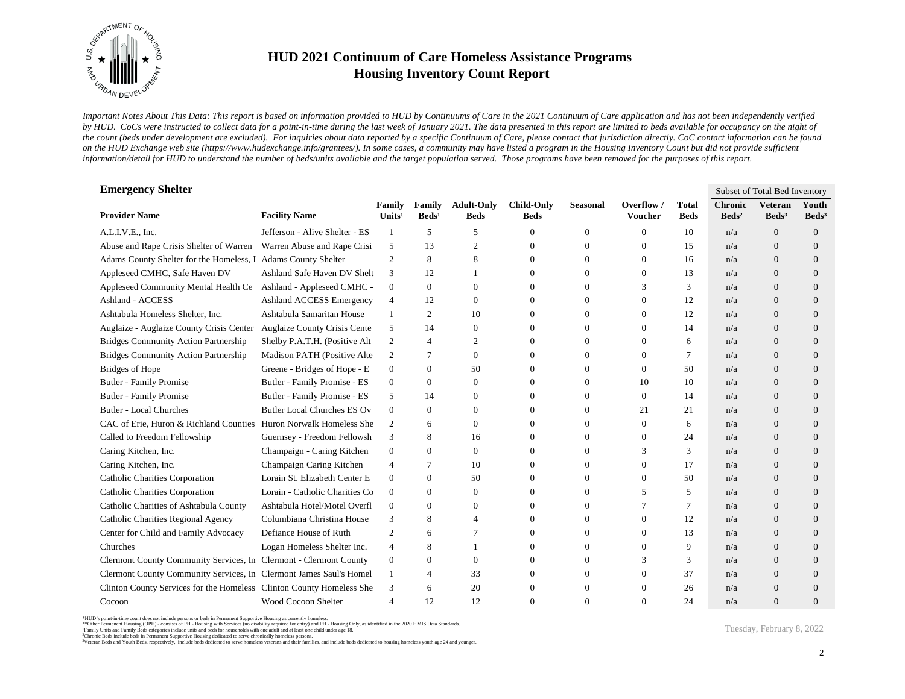# HUD 2021 Continuum of Care Homeless Assistance Programs
## Housing Inventory Count Report

*Important Notes About This Data: This report is based on information provided to HUD by Continuums of Care in the 2021 Continuum of Care application and has not been independently verified by HUD. CoCs were instructed to collect data for a point-in-time during the last week of January 2021. The data presented in this report are limited to beds available for occupancy on the night of the count (beds under development are excluded). For inquiries about data reported by a specific Continuum of Care, please contact that jurisdiction directly. CoC contact information can be found on the HUD Exchange web site (https://www.hudexchange.info/grantees/). In some cases, a community may have listed a program in the Housing Inventory Count but did not provide sufficient information/detail for HUD to understand the number of beds/units available and the target population served. Those programs have been removed for the purposes of this report.*

### Emergency Shelter

| | | | | | | | | | Subset of Total Bed Inventory | | |
|---|---|---|---|---|---|---|---|---|---|---|---|
| **Provider Name** | **Facility Name** | **Family Units[1]** | **Family Beds[1]** | **Adult-Only Beds** | **Child-Only Beds** | **Seasonal** | **Overflow / Voucher** | **Total Beds** | **Chronic Beds[2]** | **Veteran Beds[3]** | **Youth Beds[3]** |
| A.L.I.V.E., Inc. | Jefferson - Alive Shelter - ES | 1 | 5 | 5 | 0 | 0 | 0 | 10 | n/a | 0 | 0 |
| Abuse and Rape Crisis Shelter of Warren | Warren Abuse and Rape Crisi | 5 | 13 | 2 | 0 | 0 | 0 | 15 | n/a | 0 | 0 |
| Adams County Shelter for the Homeless, I | Adams County Shelter | 2 | 8 | 8 | 0 | 0 | 0 | 16 | n/a | 0 | 0 |
| Appleseed CMHC, Safe Haven DV | Ashland Safe Haven DV Shelt | 3 | 12 | 1 | 0 | 0 | 0 | 13 | n/a | 0 | 0 |
| Appleseed Community Mental Health Ce | Ashland - Appleseed CMHC - | 0 | 0 | 0 | 0 | 0 | 3 | 3 | n/a | 0 | 0 |
| Ashland - ACCESS | Ashland ACCESS Emergency | 4 | 12 | 0 | 0 | 0 | 0 | 12 | n/a | 0 | 0 |
| Ashtabula Homeless Shelter, Inc. | Ashtabula Samaritan House | 1 | 2 | 10 | 0 | 0 | 0 | 12 | n/a | 0 | 0 |
| Auglaize - Auglaize County Crisis Center | Auglaize County Crisis Cente | 5 | 14 | 0 | 0 | 0 | 0 | 14 | n/a | 0 | 0 |
| Bridges Community Action Partnership | Shelby P.A.T.H. (Positive Alt | 2 | 4 | 2 | 0 | 0 | 0 | 6 | n/a | 0 | 0 |
| Bridges Community Action Partnership | Madison PATH (Positive Alte | 2 | 7 | 0 | 0 | 0 | 0 | 7 | n/a | 0 | 0 |
| Bridges of Hope | Greene - Bridges of Hope - E | 0 | 0 | 50 | 0 | 0 | 0 | 50 | n/a | 0 | 0 |
| Butler - Family Promise | Butler - Family Promise - ES | 0 | 0 | 0 | 0 | 0 | 10 | 10 | n/a | 0 | 0 |
| Butler - Family Promise | Butler - Family Promise - ES | 5 | 14 | 0 | 0 | 0 | 0 | 14 | n/a | 0 | 0 |
| Butler - Local Churches | Butler Local Churches ES Ov | 0 | 0 | 0 | 0 | 0 | 21 | 21 | n/a | 0 | 0 |
| CAC of Erie, Huron & Richland Counties | Huron Norwalk Homeless She | 2 | 6 | 0 | 0 | 0 | 0 | 6 | n/a | 0 | 0 |
| Called to Freedom Fellowship | Guernsey - Freedom Fellowsh | 3 | 8 | 16 | 0 | 0 | 0 | 24 | n/a | 0 | 0 |
| Caring Kitchen, Inc. | Champaign - Caring Kitchen | 0 | 0 | 0 | 0 | 0 | 3 | 3 | n/a | 0 | 0 |
| Caring Kitchen, Inc. | Champaign Caring Kitchen | 4 | 7 | 10 | 0 | 0 | 0 | 17 | n/a | 0 | 0 |
| Catholic Charities Corporation | Lorain St. Elizabeth Center E | 0 | 0 | 50 | 0 | 0 | 0 | 50 | n/a | 0 | 0 |
| Catholic Charities Corporation | Lorain - Catholic Charities Co | 0 | 0 | 0 | 0 | 0 | 5 | 5 | n/a | 0 | 0 |
| Catholic Charities of Ashtabula County | Ashtabula Hotel/Motel Overfl | 0 | 0 | 0 | 0 | 0 | 7 | 7 | n/a | 0 | 0 |
| Catholic Charities Regional Agency | Columbiana Christina House | 3 | 8 | 4 | 0 | 0 | 0 | 12 | n/a | 0 | 0 |
| Center for Child and Family Advocacy | Defiance House of Ruth | 2 | 6 | 7 | 0 | 0 | 0 | 13 | n/a | 0 | 0 |
| Churches | Logan Homeless Shelter Inc. | 4 | 8 | 1 | 0 | 0 | 0 | 9 | n/a | 0 | 0 |
| Clermont County Community Services, In | Clermont - Clermont County | 0 | 0 | 0 | 0 | 0 | 3 | 3 | n/a | 0 | 0 |
| Clermont County Community Services, In | Clermont James Saul's Homel | 1 | 4 | 33 | 0 | 0 | 0 | 37 | n/a | 0 | 0 |
| Clinton County Services for the Homeless | Clinton County Homeless She | 3 | 6 | 20 | 0 | 0 | 0 | 26 | n/a | 0 | 0 |
| Cocoon | Wood Cocoon Shelter | 4 | 12 | 12 | 0 | 0 | 0 | 24 | n/a | 0 | 0 |

*HUD's point-in-time count does not include persons or beds in Permanent Supportive Housing as currently homeless.
**Other Permanent Housing (OPH) - consists of PH - Housing with Services (no disability required for entry) and PH - Housing Only, as identified in the 2020 HMIS Data Standards.
[1]Family Units and Family Beds categories include units and beds for households with one adult and at least one child under age 18.
[2]Chronic Beds include beds in Permanent Supportive Housing dedicated to serve chronically homeless persons.
[3]Veteran Beds and Youth Beds, respectively, include beds dedicated to serve homeless veterans and their families, and include beds dedicated to housing homeless youth age 24 and younger.

Tuesday, February 8, 2022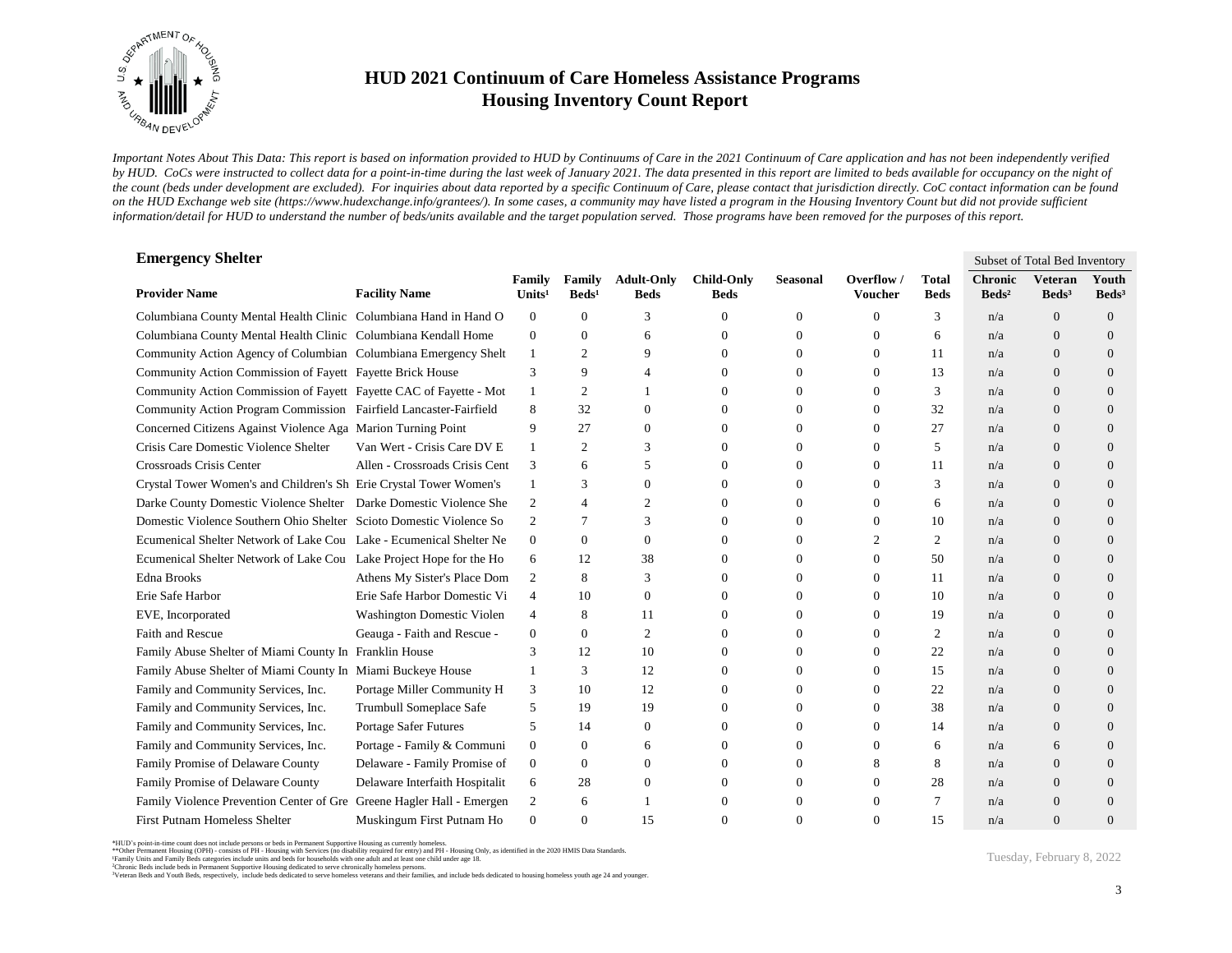# HUD 2021 Continuum of Care Homeless Assistance Programs
## Housing Inventory Count Report

*Important Notes About This Data: This report is based on information provided to HUD by Continuums of Care in the 2021 Continuum of Care application and has not been independently verified by HUD. CoCs were instructed to collect data for a point-in-time during the last week of January 2021. The data presented in this report are limited to beds available for occupancy on the night of the count (beds under development are excluded). For inquiries about data reported by a specific Continuum of Care, please contact that jurisdiction directly. CoC contact information can be found on the HUD Exchange web site (https://www.hudexchange.info/grantees/). In some cases, a community may have listed a program in the Housing Inventory Count but did not provide sufficient information/detail for HUD to understand the number of beds/units available and the target population served. Those programs have been removed for the purposes of this report.*

### Emergency Shelter

| | | | | | | | | | Subset of Total Bed Inventory | | |
|---|---|---|---|---|---|---|---|---|---|---|---|
| **Provider Name** | **Facility Name** | **Family Units[1]** | **Family Beds[1]** | **Adult-Only Beds** | **Child-Only Beds** | **Seasonal** | **Overflow / Voucher** | **Total Beds** | **Chronic Beds[2]** | **Veteran Beds[3]** | **Youth Beds[3]** |
| Columbiana County Mental Health Clinic | Columbiana Hand in Hand O | 0 | 0 | 3 | 0 | 0 | 0 | 3 | n/a | 0 | 0 |
| Columbiana County Mental Health Clinic | Columbiana Kendall Home | 0 | 0 | 6 | 0 | 0 | 0 | 6 | n/a | 0 | 0 |
| Community Action Agency of Columbian | Columbiana Emergency Shelt | 1 | 2 | 9 | 0 | 0 | 0 | 11 | n/a | 0 | 0 |
| Community Action Commission of Fayett | Fayette Brick House | 3 | 9 | 4 | 0 | 0 | 0 | 13 | n/a | 0 | 0 |
| Community Action Commission of Fayett | Fayette CAC of Fayette - Mot | 1 | 2 | 1 | 0 | 0 | 0 | 3 | n/a | 0 | 0 |
| Community Action Program Commission | Fairfield Lancaster-Fairfield | 8 | 32 | 0 | 0 | 0 | 0 | 32 | n/a | 0 | 0 |
| Concerned Citizens Against Violence Aga | Marion Turning Point | 9 | 27 | 0 | 0 | 0 | 0 | 27 | n/a | 0 | 0 |
| Crisis Care Domestic Violence Shelter | Van Wert - Crisis Care DV E | 1 | 2 | 3 | 0 | 0 | 0 | 5 | n/a | 0 | 0 |
| Crossroads Crisis Center | Allen - Crossroads Crisis Cent | 3 | 6 | 5 | 0 | 0 | 0 | 11 | n/a | 0 | 0 |
| Crystal Tower Women's and Children's Sh | Erie Crystal Tower Women's | 1 | 3 | 0 | 0 | 0 | 0 | 3 | n/a | 0 | 0 |
| Darke County Domestic Violence Shelter | Darke Domestic Violence She | 2 | 4 | 2 | 0 | 0 | 0 | 6 | n/a | 0 | 0 |
| Domestic Violence Southern Ohio Shelter | Scioto Domestic Violence So | 2 | 7 | 3 | 0 | 0 | 0 | 10 | n/a | 0 | 0 |
| Ecumenical Shelter Network of Lake Cou | Lake - Ecumenical Shelter Ne | 0 | 0 | 0 | 0 | 0 | 2 | 2 | n/a | 0 | 0 |
| Ecumenical Shelter Network of Lake Cou | Lake Project Hope for the Ho | 6 | 12 | 38 | 0 | 0 | 0 | 50 | n/a | 0 | 0 |
| Edna Brooks | Athens My Sister's Place Dom | 2 | 8 | 3 | 0 | 0 | 0 | 11 | n/a | 0 | 0 |
| Erie Safe Harbor | Erie Safe Harbor Domestic Vi | 4 | 10 | 0 | 0 | 0 | 0 | 10 | n/a | 0 | 0 |
| EVE, Incorporated | Washington Domestic Violen | 4 | 8 | 11 | 0 | 0 | 0 | 19 | n/a | 0 | 0 |
| Faith and Rescue | Geauga - Faith and Rescue - | 0 | 0 | 2 | 0 | 0 | 0 | 2 | n/a | 0 | 0 |
| Family Abuse Shelter of Miami County In | Franklin House | 3 | 12 | 10 | 0 | 0 | 0 | 22 | n/a | 0 | 0 |
| Family Abuse Shelter of Miami County In | Miami Buckeye House | 1 | 3 | 12 | 0 | 0 | 0 | 15 | n/a | 0 | 0 |
| Family and Community Services, Inc. | Portage Miller Community H | 3 | 10 | 12 | 0 | 0 | 0 | 22 | n/a | 0 | 0 |
| Family and Community Services, Inc. | Trumbull Someplace Safe | 5 | 19 | 19 | 0 | 0 | 0 | 38 | n/a | 0 | 0 |
| Family and Community Services, Inc. | Portage Safer Futures | 5 | 14 | 0 | 0 | 0 | 0 | 14 | n/a | 0 | 0 |
| Family and Community Services, Inc. | Portage - Family & Communi | 0 | 0 | 6 | 0 | 0 | 0 | 6 | n/a | 6 | 0 |
| Family Promise of Delaware County | Delaware - Family Promise of | 0 | 0 | 0 | 0 | 0 | 8 | 8 | n/a | 0 | 0 |
| Family Promise of Delaware County | Delaware Interfaith Hospitalit | 6 | 28 | 0 | 0 | 0 | 0 | 28 | n/a | 0 | 0 |
| Family Violence Prevention Center of Gre | Greene Hagler Hall - Emergen | 2 | 6 | 1 | 0 | 0 | 0 | 7 | n/a | 0 | 0 |
| First Putnam Homeless Shelter | Muskingum First Putnam Ho | 0 | 0 | 15 | 0 | 0 | 0 | 15 | n/a | 0 | 0 |

*HUD's point-in-time count does not include persons or beds in Permanent Supportive Housing as currently homeless.
**Other Permanent Housing (OPH) - consists of PH - Housing with Services (no disability required for entry) and PH - Housing Only, as identified in the 2020 HMIS Data Standards.
[1]Family Units and Family Beds categories include units and beds for households with one adult and at least one child under age 18.
[2]Chronic Beds include beds in Permanent Supportive Housing dedicated to serve chronically homeless persons.
[3]Veteran Beds and Youth Beds, respectively, include beds dedicated to serve homeless veterans and their families, and include beds dedicated to housing homeless youth age 24 and younger.

Tuesday, February 8, 2022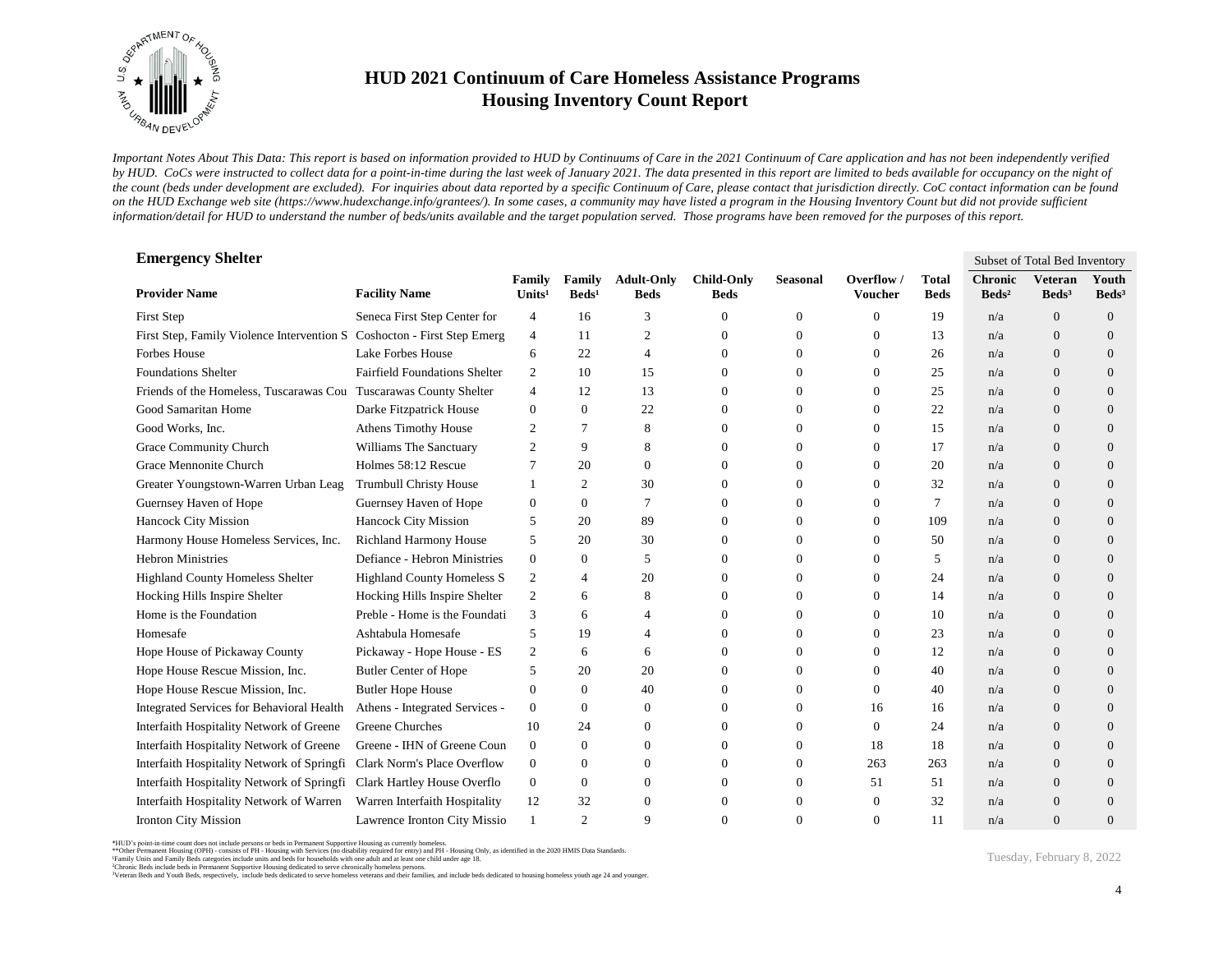# HUD 2021 Continuum of Care Homeless Assistance Programs
## Housing Inventory Count Report

*Important Notes About This Data: This report is based on information provided to HUD by Continuums of Care in the 2021 Continuum of Care application and has not been independently verified by HUD. CoCs were instructed to collect data for a point-in-time during the last week of January 2021. The data presented in this report are limited to beds available for occupancy on the night of the count (beds under development are excluded). For inquiries about data reported by a specific Continuum of Care, please contact that jurisdiction directly. CoC contact information can be found on the HUD Exchange web site (https://www.hudexchange.info/grantees/). In some cases, a community may have listed a program in the Housing Inventory Count but did not provide sufficient information/detail for HUD to understand the number of beds/units available and the target population served. Those programs have been removed for the purposes of this report.*

### Emergency Shelter

| | | | | | | | | | Subset of Total Bed Inventory | | |
|---|---|---|---|---|---|---|---|---|---|---|---|
| **Provider Name** | **Facility Name** | **Family Units[1]** | **Family Beds[1]** | **Adult-Only Beds** | **Child-Only Beds** | **Seasonal** | **Overflow / Voucher** | **Total Beds** | **Chronic Beds[2]** | **Veteran Beds[3]** | **Youth Beds[3]** |
| First Step | Seneca First Step Center for | 4 | 16 | 3 | 0 | 0 | 0 | 19 | n/a | 0 | 0 |
| First Step, Family Violence Intervention S | Coshocton - First Step Emerg | 4 | 11 | 2 | 0 | 0 | 0 | 13 | n/a | 0 | 0 |
| Forbes House | Lake Forbes House | 6 | 22 | 4 | 0 | 0 | 0 | 26 | n/a | 0 | 0 |
| Foundations Shelter | Fairfield Foundations Shelter | 2 | 10 | 15 | 0 | 0 | 0 | 25 | n/a | 0 | 0 |
| Friends of the Homeless, Tuscarawas Cou | Tuscarawas County Shelter | 4 | 12 | 13 | 0 | 0 | 0 | 25 | n/a | 0 | 0 |
| Good Samaritan Home | Darke Fitzpatrick House | 0 | 0 | 22 | 0 | 0 | 0 | 22 | n/a | 0 | 0 |
| Good Works, Inc. | Athens Timothy House | 2 | 7 | 8 | 0 | 0 | 0 | 15 | n/a | 0 | 0 |
| Grace Community Church | Williams The Sanctuary | 2 | 9 | 8 | 0 | 0 | 0 | 17 | n/a | 0 | 0 |
| Grace Mennonite Church | Holmes 58:12 Rescue | 7 | 20 | 0 | 0 | 0 | 0 | 20 | n/a | 0 | 0 |
| Greater Youngstown-Warren Urban Leag | Trumbull Christy House | 1 | 2 | 30 | 0 | 0 | 0 | 32 | n/a | 0 | 0 |
| Guernsey Haven of Hope | Guernsey Haven of Hope | 0 | 0 | 7 | 0 | 0 | 0 | 7 | n/a | 0 | 0 |
| Hancock City Mission | Hancock City Mission | 5 | 20 | 89 | 0 | 0 | 0 | 109 | n/a | 0 | 0 |
| Harmony House Homeless Services, Inc. | Richland Harmony House | 5 | 20 | 30 | 0 | 0 | 0 | 50 | n/a | 0 | 0 |
| Hebron Ministries | Defiance - Hebron Ministries | 0 | 0 | 5 | 0 | 0 | 0 | 5 | n/a | 0 | 0 |
| Highland County Homeless Shelter | Highland County Homeless S | 2 | 4 | 20 | 0 | 0 | 0 | 24 | n/a | 0 | 0 |
| Hocking Hills Inspire Shelter | Hocking Hills Inspire Shelter | 2 | 6 | 8 | 0 | 0 | 0 | 14 | n/a | 0 | 0 |
| Home is the Foundation | Preble - Home is the Foundati | 3 | 6 | 4 | 0 | 0 | 0 | 10 | n/a | 0 | 0 |
| Homesafe | Ashtabula Homesafe | 5 | 19 | 4 | 0 | 0 | 0 | 23 | n/a | 0 | 0 |
| Hope House of Pickaway County | Pickaway - Hope House - ES | 2 | 6 | 6 | 0 | 0 | 0 | 12 | n/a | 0 | 0 |
| Hope House Rescue Mission, Inc. | Butler Center of Hope | 5 | 20 | 20 | 0 | 0 | 0 | 40 | n/a | 0 | 0 |
| Hope House Rescue Mission, Inc. | Butler Hope House | 0 | 0 | 40 | 0 | 0 | 0 | 40 | n/a | 0 | 0 |
| Integrated Services for Behavioral Health | Athens - Integrated Services - | 0 | 0 | 0 | 0 | 0 | 16 | 16 | n/a | 0 | 0 |
| Interfaith Hospitality Network of Greene | Greene Churches | 10 | 24 | 0 | 0 | 0 | 0 | 24 | n/a | 0 | 0 |
| Interfaith Hospitality Network of Greene | Greene - IHN of Greene Coun | 0 | 0 | 0 | 0 | 0 | 18 | 18 | n/a | 0 | 0 |
| Interfaith Hospitality Network of Springfi | Clark Norm's Place Overflow | 0 | 0 | 0 | 0 | 0 | 263 | 263 | n/a | 0 | 0 |
| Interfaith Hospitality Network of Springfi | Clark Hartley House Overflo | 0 | 0 | 0 | 0 | 0 | 51 | 51 | n/a | 0 | 0 |
| Interfaith Hospitality Network of Warren | Warren Interfaith Hospitality | 12 | 32 | 0 | 0 | 0 | 0 | 32 | n/a | 0 | 0 |
| Ironton City Mission | Lawrence Ironton City Missio | 1 | 2 | 9 | 0 | 0 | 0 | 11 | n/a | 0 | 0 |

*HUD's point-in-time count does not include persons or beds in Permanent Supportive Housing as currently homeless.
**Other Permanent Housing (OPH) - consists of PH - Housing with Services (no disability required for entry) and PH - Housing Only, as identified in the 2020 HMIS Data Standards.
[1]Family Units and Family Beds categories include units and beds for households with one adult and at least one child under age 18.
[2]Chronic Beds include beds in Permanent Supportive Housing dedicated to serve chronically homeless persons.
[3]Veteran Beds and Youth Beds, respectively, include beds dedicated to serve homeless veterans and their families, and include beds dedicated to housing homeless youth age 24 and younger.

Tuesday, February 8, 2022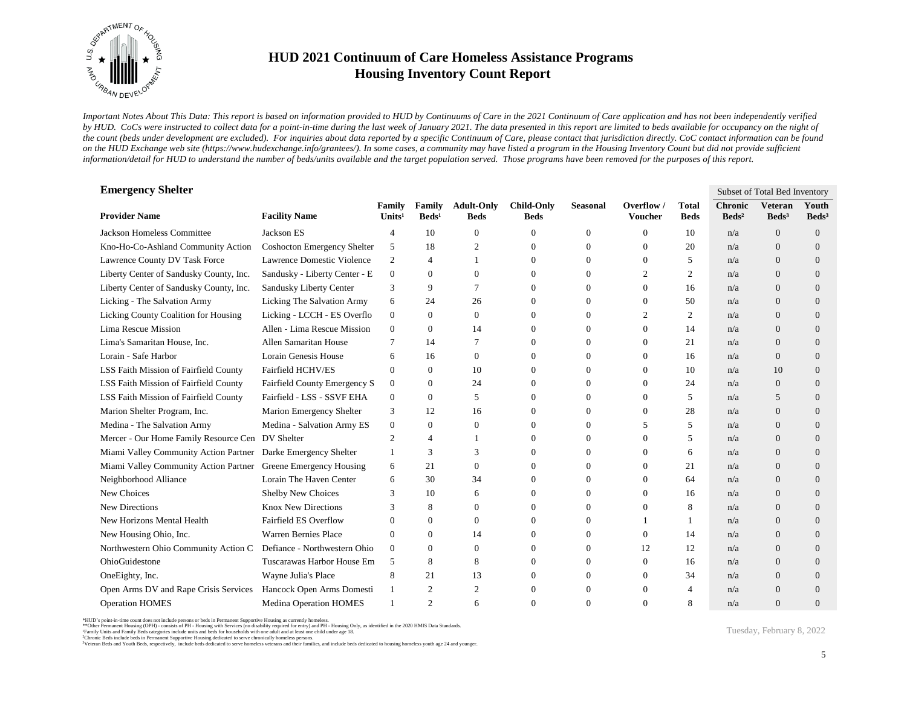# HUD 2021 Continuum of Care Homeless Assistance Programs
## Housing Inventory Count Report

*Important Notes About This Data: This report is based on information provided to HUD by Continuums of Care in the 2021 Continuum of Care application and has not been independently verified by HUD. CoCs were instructed to collect data for a point-in-time during the last week of January 2021. The data presented in this report are limited to beds available for occupancy on the night of the count (beds under development are excluded). For inquiries about data reported by a specific Continuum of Care, please contact that jurisdiction directly. CoC contact information can be found on the HUD Exchange web site (https://www.hudexchange.info/grantees/). In some cases, a community may have listed a program in the Housing Inventory Count but did not provide sufficient information/detail for HUD to understand the number of beds/units available and the target population served. Those programs have been removed for the purposes of this report.*

### Emergency Shelter

| | | | | | | | | | Subset of Total Bed Inventory | | |
|---|---|---|---|---|---|---|---|---|---|---|---|
| Provider Name | Facility Name | Family Units[1] | Family Beds[1] | Adult-Only Beds | Child-Only Beds | Seasonal | Overflow / Voucher | Total Beds | Chronic Beds[2] | Veteran Beds[3] | Youth Beds[3] |
| Jackson Homeless Committee | Jackson ES | 4 | 10 | 0 | 0 | 0 | 0 | 10 | n/a | 0 | 0 |
| Kno-Ho-Co-Ashland Community Action | Coshocton Emergency Shelter | 5 | 18 | 2 | 0 | 0 | 0 | 20 | n/a | 0 | 0 |
| Lawrence County DV Task Force | Lawrence Domestic Violence | 2 | 4 | 1 | 0 | 0 | 0 | 5 | n/a | 0 | 0 |
| Liberty Center of Sandusky County, Inc. | Sandusky - Liberty Center - E | 0 | 0 | 0 | 0 | 0 | 2 | 2 | n/a | 0 | 0 |
| Liberty Center of Sandusky County, Inc. | Sandusky Liberty Center | 3 | 9 | 7 | 0 | 0 | 0 | 16 | n/a | 0 | 0 |
| Licking - The Salvation Army | Licking The Salvation Army | 6 | 24 | 26 | 0 | 0 | 0 | 50 | n/a | 0 | 0 |
| Licking County Coalition for Housing | Licking - LCCH - ES Overflo | 0 | 0 | 0 | 0 | 0 | 2 | 2 | n/a | 0 | 0 |
| Lima Rescue Mission | Allen - Lima Rescue Mission | 0 | 0 | 14 | 0 | 0 | 0 | 14 | n/a | 0 | 0 |
| Lima's Samaritan House, Inc. | Allen Samaritan House | 7 | 14 | 7 | 0 | 0 | 0 | 21 | n/a | 0 | 0 |
| Lorain - Safe Harbor | Lorain Genesis House | 6 | 16 | 0 | 0 | 0 | 0 | 16 | n/a | 0 | 0 |
| LSS Faith Mission of Fairfield County | Fairfield HCHV/ES | 0 | 0 | 10 | 0 | 0 | 0 | 10 | n/a | 10 | 0 |
| LSS Faith Mission of Fairfield County | Fairfield County Emergency S | 0 | 0 | 24 | 0 | 0 | 0 | 24 | n/a | 0 | 0 |
| LSS Faith Mission of Fairfield County | Fairfield - LSS - SSVF EHA | 0 | 0 | 5 | 0 | 0 | 0 | 5 | n/a | 5 | 0 |
| Marion Shelter Program, Inc. | Marion Emergency Shelter | 3 | 12 | 16 | 0 | 0 | 0 | 28 | n/a | 0 | 0 |
| Medina - The Salvation Army | Medina - Salvation Army ES | 0 | 0 | 0 | 0 | 0 | 5 | 5 | n/a | 0 | 0 |
| Mercer - Our Home Family Resource Cen | DV Shelter | 2 | 4 | 1 | 0 | 0 | 0 | 5 | n/a | 0 | 0 |
| Miami Valley Community Action Partner | Darke Emergency Shelter | 1 | 3 | 3 | 0 | 0 | 0 | 6 | n/a | 0 | 0 |
| Miami Valley Community Action Partner | Greene Emergency Housing | 6 | 21 | 0 | 0 | 0 | 0 | 21 | n/a | 0 | 0 |
| Neighborhood Alliance | Lorain The Haven Center | 6 | 30 | 34 | 0 | 0 | 0 | 64 | n/a | 0 | 0 |
| New Choices | Shelby New Choices | 3 | 10 | 6 | 0 | 0 | 0 | 16 | n/a | 0 | 0 |
| New Directions | Knox New Directions | 3 | 8 | 0 | 0 | 0 | 0 | 8 | n/a | 0 | 0 |
| New Horizons Mental Health | Fairfield ES Overflow | 0 | 0 | 0 | 0 | 0 | 1 | 1 | n/a | 0 | 0 |
| New Housing Ohio, Inc. | Warren Bernies Place | 0 | 0 | 14 | 0 | 0 | 0 | 14 | n/a | 0 | 0 |
| Northwestern Ohio Community Action C | Defiance - Northwestern Ohio | 0 | 0 | 0 | 0 | 0 | 12 | 12 | n/a | 0 | 0 |
| OhioGuidestone | Tuscarawas Harbor House Em | 5 | 8 | 8 | 0 | 0 | 0 | 16 | n/a | 0 | 0 |
| OneEighty, Inc. | Wayne Julia's Place | 8 | 21 | 13 | 0 | 0 | 0 | 34 | n/a | 0 | 0 |
| Open Arms DV and Rape Crisis Services | Hancock Open Arms Domesti | 1 | 2 | 2 | 0 | 0 | 0 | 4 | n/a | 0 | 0 |
| Operation HOMES | Medina Operation HOMES | 1 | 2 | 6 | 0 | 0 | 0 | 8 | n/a | 0 | 0 |

*HUD's point-in-time count does not include persons or beds in Permanent Supportive Housing as currently homeless.
**Other Permanent Housing (OPH) - consists of PH - Housing with Services (no disability required for entry) and PH - Housing Only, as identified in the 2020 HMIS Data Standards.
[1]Family Units and Family Beds categories include units and beds for households with one adult and at least one child under age 18.
[2]Chronic Beds include beds in Permanent Supportive Housing dedicated to serve chronically homeless persons.
[3]Veteran Beds and Youth Beds, respectively, include beds dedicated to serve homeless veterans and their families, and include beds dedicated to housing homeless youth age 24 and younger.

Tuesday, February 8, 2022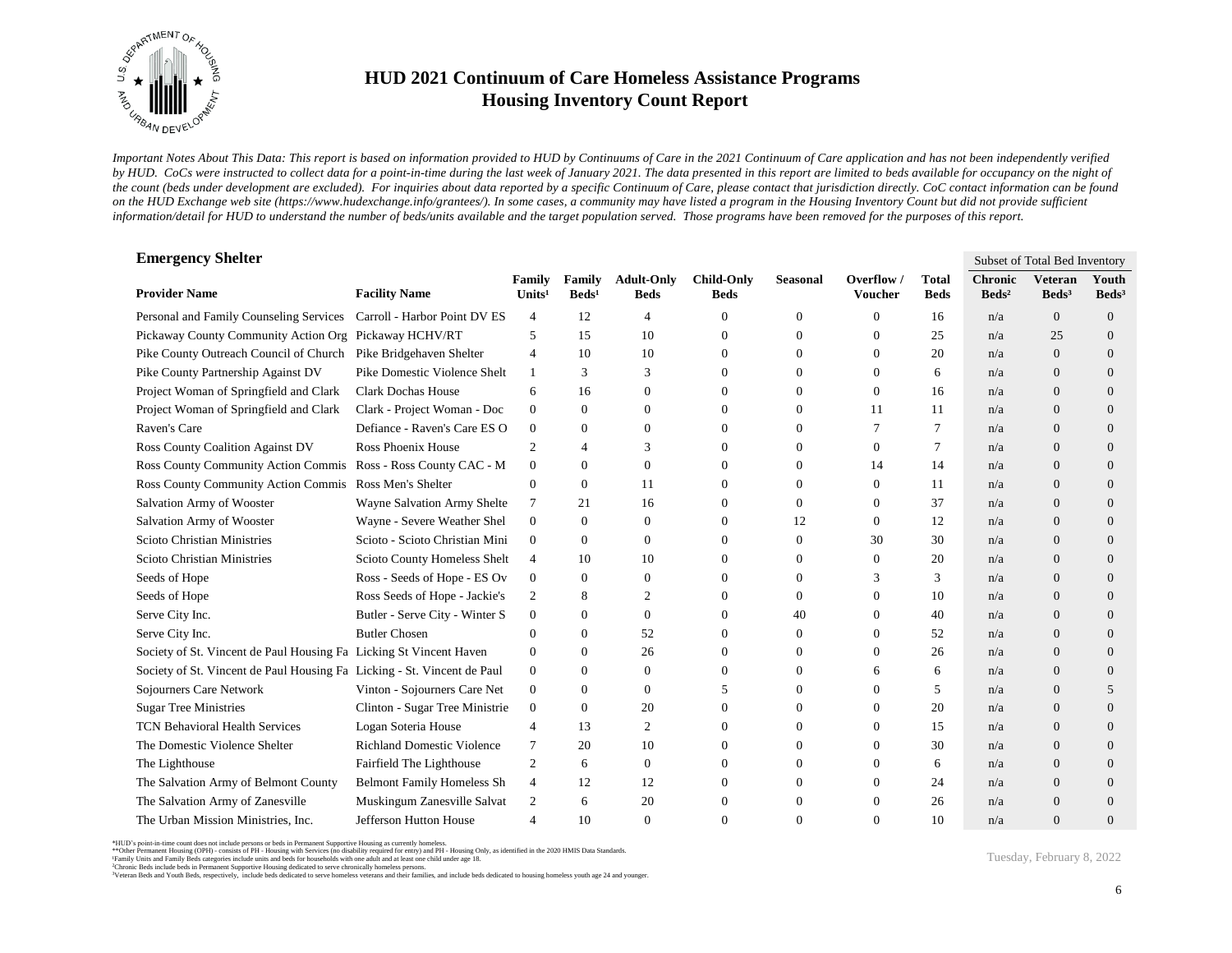# HUD 2021 Continuum of Care Homeless Assistance Programs
# Housing Inventory Count Report

*Important Notes About This Data: This report is based on information provided to HUD by Continuums of Care in the 2021 Continuum of Care application and has not been independently verified by HUD. CoCs were instructed to collect data for a point-in-time during the last week of January 2021. The data presented in this report are limited to beds available for occupancy on the night of the count (beds under development are excluded). For inquiries about data reported by a specific Continuum of Care, please contact that jurisdiction directly. CoC contact information can be found on the HUD Exchange web site (https://www.hudexchange.info/grantees/). In some cases, a community may have listed a program in the Housing Inventory Count but did not provide sufficient information/detail for HUD to understand the number of beds/units available and the target population served. Those programs have been removed for the purposes of this report.*

## Emergency Shelter

| | | | | | | | | | Subset of Total Bed Inventory | | |
|---|---|---|---|---|---|---|---|---|---|---|---|
| **Provider Name** | **Facility Name** | **Family Units[1]** | **Family Beds[1]** | **Adult-Only Beds** | **Child-Only Beds** | **Seasonal** | **Overflow / Voucher** | **Total Beds** | **Chronic Beds[2]** | **Veteran Beds[3]** | **Youth Beds[3]** |
| Personal and Family Counseling Services | Carroll - Harbor Point DV ES | 4 | 12 | 4 | 0 | 0 | 0 | 16 | n/a | 0 | 0 |
| Pickaway County Community Action Org | Pickaway HCHV/RT | 5 | 15 | 10 | 0 | 0 | 0 | 25 | n/a | 25 | 0 |
| Pike County Outreach Council of Church | Pike Bridgehaven Shelter | 4 | 10 | 10 | 0 | 0 | 0 | 20 | n/a | 0 | 0 |
| Pike County Partnership Against DV | Pike Domestic Violence Shelt | 1 | 3 | 3 | 0 | 0 | 0 | 6 | n/a | 0 | 0 |
| Project Woman of Springfield and Clark | Clark Dochas House | 6 | 16 | 0 | 0 | 0 | 0 | 16 | n/a | 0 | 0 |
| Project Woman of Springfield and Clark | Clark - Project Woman - Doc | 0 | 0 | 0 | 0 | 0 | 11 | 11 | n/a | 0 | 0 |
| Raven's Care | Defiance - Raven's Care ES O | 0 | 0 | 0 | 0 | 0 | 7 | 7 | n/a | 0 | 0 |
| Ross County Coalition Against DV | Ross Phoenix House | 2 | 4 | 3 | 0 | 0 | 0 | 7 | n/a | 0 | 0 |
| Ross County Community Action Commis | Ross - Ross County CAC - M | 0 | 0 | 0 | 0 | 0 | 14 | 14 | n/a | 0 | 0 |
| Ross County Community Action Commis | Ross Men's Shelter | 0 | 0 | 11 | 0 | 0 | 0 | 11 | n/a | 0 | 0 |
| Salvation Army of Wooster | Wayne Salvation Army Shelte | 7 | 21 | 16 | 0 | 0 | 0 | 37 | n/a | 0 | 0 |
| Salvation Army of Wooster | Wayne - Severe Weather Shel | 0 | 0 | 0 | 0 | 12 | 0 | 12 | n/a | 0 | 0 |
| Scioto Christian Ministries | Scioto - Scioto Christian Mini | 0 | 0 | 0 | 0 | 0 | 30 | 30 | n/a | 0 | 0 |
| Scioto Christian Ministries | Scioto County Homeless Shelt | 4 | 10 | 10 | 0 | 0 | 0 | 20 | n/a | 0 | 0 |
| Seeds of Hope | Ross - Seeds of Hope - ES Ov | 0 | 0 | 0 | 0 | 0 | 3 | 3 | n/a | 0 | 0 |
| Seeds of Hope | Ross Seeds of Hope - Jackie's | 2 | 8 | 2 | 0 | 0 | 0 | 10 | n/a | 0 | 0 |
| Serve City Inc. | Butler - Serve City - Winter S | 0 | 0 | 0 | 0 | 40 | 0 | 40 | n/a | 0 | 0 |
| Serve City Inc. | Butler Chosen | 0 | 0 | 52 | 0 | 0 | 0 | 52 | n/a | 0 | 0 |
| Society of St. Vincent de Paul Housing Fa | Licking St Vincent Haven | 0 | 0 | 26 | 0 | 0 | 0 | 26 | n/a | 0 | 0 |
| Society of St. Vincent de Paul Housing Fa | Licking - St. Vincent de Paul | 0 | 0 | 0 | 0 | 0 | 6 | 6 | n/a | 0 | 0 |
| Sojourners Care Network | Vinton - Sojourners Care Net | 0 | 0 | 0 | 5 | 0 | 0 | 5 | n/a | 0 | 5 |
| Sugar Tree Ministries | Clinton - Sugar Tree Ministrie | 0 | 0 | 20 | 0 | 0 | 0 | 20 | n/a | 0 | 0 |
| TCN Behavioral Health Services | Logan Soteria House | 4 | 13 | 2 | 0 | 0 | 0 | 15 | n/a | 0 | 0 |
| The Domestic Violence Shelter | Richland Domestic Violence | 7 | 20 | 10 | 0 | 0 | 0 | 30 | n/a | 0 | 0 |
| The Lighthouse | Fairfield The Lighthouse | 2 | 6 | 0 | 0 | 0 | 0 | 6 | n/a | 0 | 0 |
| The Salvation Army of Belmont County | Belmont Family Homeless Sh | 4 | 12 | 12 | 0 | 0 | 0 | 24 | n/a | 0 | 0 |
| The Salvation Army of Zanesville | Muskingum Zanesville Salvat | 2 | 6 | 20 | 0 | 0 | 0 | 26 | n/a | 0 | 0 |
| The Urban Mission Ministries, Inc. | Jefferson Hutton House | 4 | 10 | 0 | 0 | 0 | 0 | 10 | n/a | 0 | 0 |

*HUD's point-in-time count does not include persons or beds in Permanent Supportive Housing as currently homeless.
**Other Permanent Housing (OPH) - consists of PH - Housing with Services (no disability required for entry) and PH - Housing Only, as identified in the 2020 HMIS Data Standards.
[1]Family Units and Family Beds categories include units and beds for households with one adult and at least one child under age 18.
[2]Chronic Beds include beds in Permanent Supportive Housing dedicated to serve chronically homeless persons.
[3]Veteran Beds and Youth Beds, respectively, include beds dedicated to serve homeless veterans and their families, and include beds dedicated to housing homeless youth age 24 and younger.

Tuesday, February 8, 2022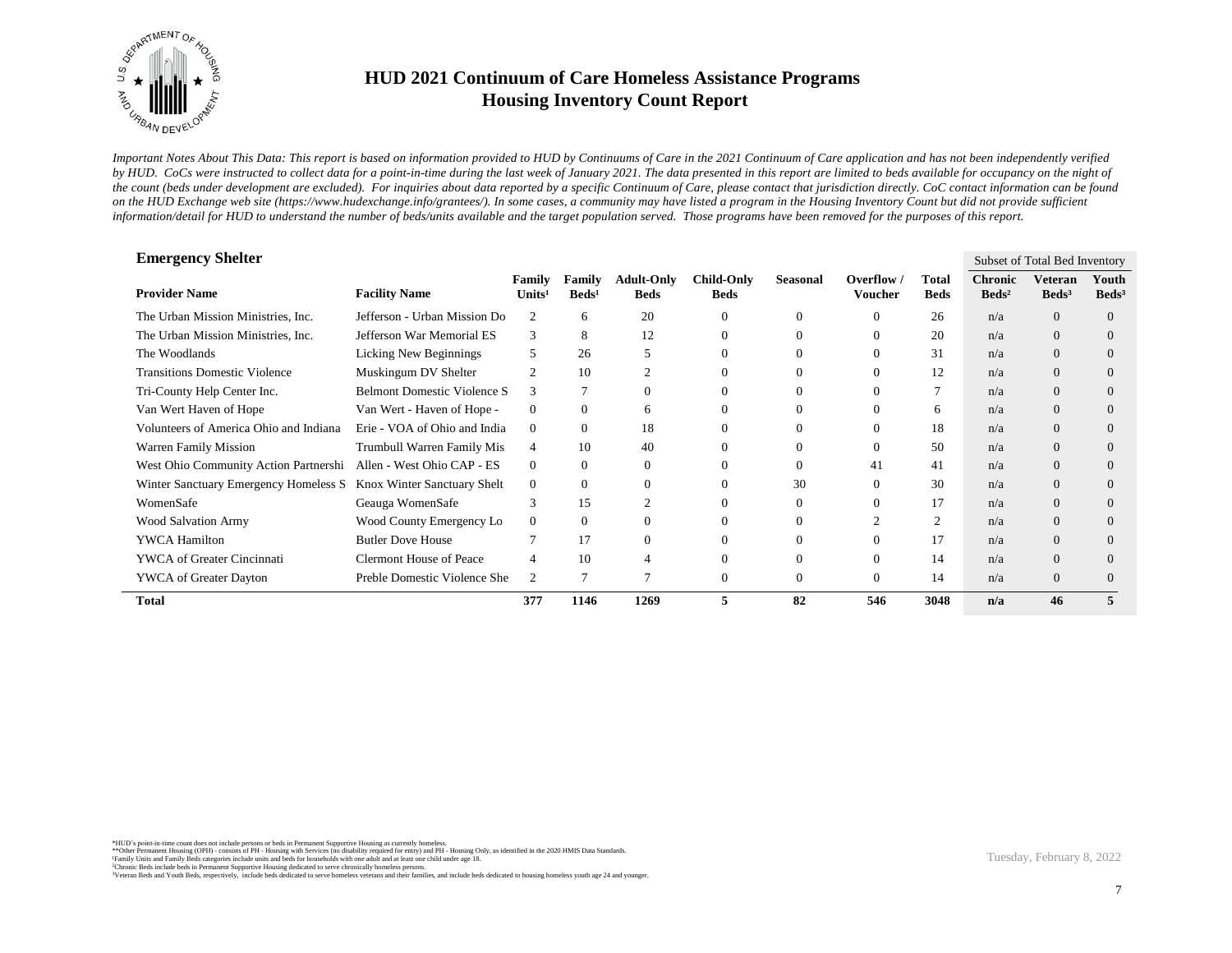# HUD 2021 Continuum of Care Homeless Assistance Programs
## Housing Inventory Count Report

*Important Notes About This Data: This report is based on information provided to HUD by Continuums of Care in the 2021 Continuum of Care application and has not been independently verified by HUD. CoCs were instructed to collect data for a point-in-time during the last week of January 2021. The data presented in this report are limited to beds available for occupancy on the night of the count (beds under development are excluded). For inquiries about data reported by a specific Continuum of Care, please contact that jurisdiction directly. CoC contact information can be found on the HUD Exchange web site (https://www.hudexchange.info/grantees/). In some cases, a community may have listed a program in the Housing Inventory Count but did not provide sufficient information/detail for HUD to understand the number of beds/units available and the target population served. Those programs have been removed for the purposes of this report.*

### Emergency Shelter

| Provider Name | Facility Name | Family Units[1] | Family Beds[1] | Adult-Only Beds | Child-Only Beds | Seasonal | Overflow / Voucher | Total Beds | Subset of Total Bed Inventory: Chronic Beds[2] | Veteran Beds[3] | Youth Beds[3] |
|---|---|---|---|---|---|---|---|---|---|---|---|
| The Urban Mission Ministries, Inc. | Jefferson - Urban Mission Do | 2 | 6 | 20 | 0 | 0 | 0 | 26 | n/a | 0 | 0 |
| The Urban Mission Ministries, Inc. | Jefferson War Memorial ES | 3 | 8 | 12 | 0 | 0 | 0 | 20 | n/a | 0 | 0 |
| The Woodlands | Licking New Beginnings | 5 | 26 | 5 | 0 | 0 | 0 | 31 | n/a | 0 | 0 |
| Transitions Domestic Violence | Muskingum DV Shelter | 2 | 10 | 2 | 0 | 0 | 0 | 12 | n/a | 0 | 0 |
| Tri-County Help Center Inc. | Belmont Domestic Violence S | 3 | 7 | 0 | 0 | 0 | 0 | 7 | n/a | 0 | 0 |
| Van Wert Haven of Hope | Van Wert - Haven of Hope - | 0 | 0 | 6 | 0 | 0 | 0 | 6 | n/a | 0 | 0 |
| Volunteers of America Ohio and Indiana | Erie - VOA of Ohio and India | 0 | 0 | 18 | 0 | 0 | 0 | 18 | n/a | 0 | 0 |
| Warren Family Mission | Trumbull Warren Family Mis | 4 | 10 | 40 | 0 | 0 | 0 | 50 | n/a | 0 | 0 |
| West Ohio Community Action Partnershi | Allen - West Ohio CAP - ES | 0 | 0 | 0 | 0 | 0 | 41 | 41 | n/a | 0 | 0 |
| Winter Sanctuary Emergency Homeless S | Knox Winter Sanctuary Shelt | 0 | 0 | 0 | 0 | 30 | 0 | 30 | n/a | 0 | 0 |
| WomenSafe | Geauga WomenSafe | 3 | 15 | 2 | 0 | 0 | 0 | 17 | n/a | 0 | 0 |
| Wood Salvation Army | Wood County Emergency Lo | 0 | 0 | 0 | 0 | 0 | 2 | 2 | n/a | 0 | 0 |
| YWCA Hamilton | Butler Dove House | 7 | 17 | 0 | 0 | 0 | 0 | 17 | n/a | 0 | 0 |
| YWCA of Greater Cincinnati | Clermont House of Peace | 4 | 10 | 4 | 0 | 0 | 0 | 14 | n/a | 0 | 0 |
| YWCA of Greater Dayton | Preble Domestic Violence She | 2 | 7 | 7 | 0 | 0 | 0 | 14 | n/a | 0 | 0 |
| **Total** | | **377** | **1146** | **1269** | **5** | **82** | **546** | **3048** | **n/a** | **46** | **5** |

*HUD's point-in-time count does not include persons or beds in Permanent Supportive Housing as currently homeless.
**Other Permanent Housing (OPH) - consists of PH - Housing with Services (no disability required for entry) and PH - Housing Only, as identified in the 2020 HMIS Data Standards.
[1]Family Units and Family Beds categories include units and beds for households with one adult and at least one child under age 18.
[2]Chronic Beds include beds in Permanent Supportive Housing dedicated to serve chronically homeless persons.
[3]Veteran Beds and Youth Beds, respectively, include beds dedicated to serve homeless veterans and their families, and include beds dedicated to housing homeless youth age 24 and younger.

Tuesday, February 8, 2022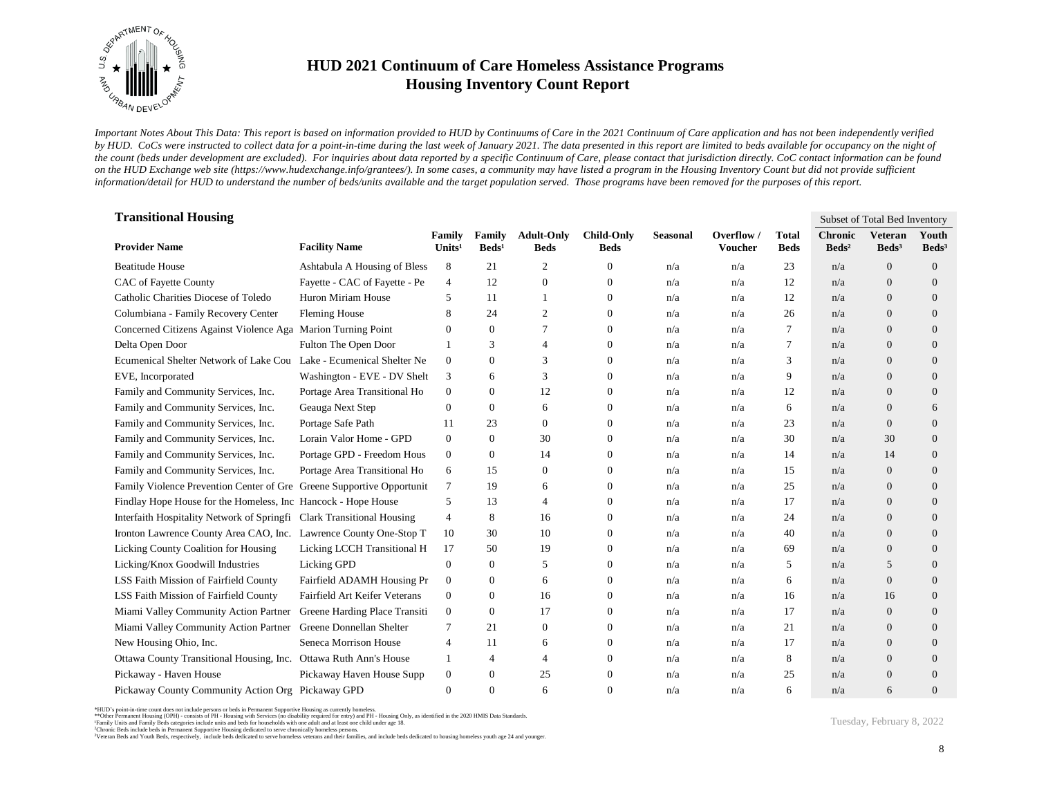# HUD 2021 Continuum of Care Homeless Assistance Programs
## Housing Inventory Count Report

*Important Notes About This Data: This report is based on information provided to HUD by Continuums of Care in the 2021 Continuum of Care application and has not been independently verified by HUD. CoCs were instructed to collect data for a point-in-time during the last week of January 2021. The data presented in this report are limited to beds available for occupancy on the night of the count (beds under development are excluded). For inquiries about data reported by a specific Continuum of Care, please contact that jurisdiction directly. CoC contact information can be found on the HUD Exchange web site (https://www.hudexchange.info/grantees/). In some cases, a community may have listed a program in the Housing Inventory Count but did not provide sufficient information/detail for HUD to understand the number of beds/units available and the target population served. Those programs have been removed for the purposes of this report.*

### Transitional Housing

| | | | | | | | | | Subset of Total Bed Inventory | | |
|---|---|---|---|---|---|---|---|---|---|---|---|
| **Provider Name** | **Facility Name** | **Family Units[1]** | **Family Beds[1]** | **Adult-Only Beds** | **Child-Only Beds** | **Seasonal** | **Overflow / Voucher** | **Total Beds** | **Chronic Beds[2]** | **Veteran Beds[3]** | **Youth Beds[3]** |
| Beatitude House | Ashtabula A Housing of Bless | 8 | 21 | 2 | 0 | n/a | n/a | 23 | n/a | 0 | 0 |
| CAC of Fayette County | Fayette - CAC of Fayette - Pe | 4 | 12 | 0 | 0 | n/a | n/a | 12 | n/a | 0 | 0 |
| Catholic Charities Diocese of Toledo | Huron Miriam House | 5 | 11 | 1 | 0 | n/a | n/a | 12 | n/a | 0 | 0 |
| Columbiana - Family Recovery Center | Fleming House | 8 | 24 | 2 | 0 | n/a | n/a | 26 | n/a | 0 | 0 |
| Concerned Citizens Against Violence Aga | Marion Turning Point | 0 | 0 | 7 | 0 | n/a | n/a | 7 | n/a | 0 | 0 |
| Delta Open Door | Fulton The Open Door | 1 | 3 | 4 | 0 | n/a | n/a | 7 | n/a | 0 | 0 |
| Ecumenical Shelter Network of Lake Cou | Lake - Ecumenical Shelter Ne | 0 | 0 | 3 | 0 | n/a | n/a | 3 | n/a | 0 | 0 |
| EVE, Incorporated | Washington - EVE - DV Shelt | 3 | 6 | 3 | 0 | n/a | n/a | 9 | n/a | 0 | 0 |
| Family and Community Services, Inc. | Portage Area Transitional Ho | 0 | 0 | 12 | 0 | n/a | n/a | 12 | n/a | 0 | 0 |
| Family and Community Services, Inc. | Geauga Next Step | 0 | 0 | 6 | 0 | n/a | n/a | 6 | n/a | 0 | 6 |
| Family and Community Services, Inc. | Portage Safe Path | 11 | 23 | 0 | 0 | n/a | n/a | 23 | n/a | 0 | 0 |
| Family and Community Services, Inc. | Lorain Valor Home - GPD | 0 | 0 | 30 | 0 | n/a | n/a | 30 | n/a | 30 | 0 |
| Family and Community Services, Inc. | Portage GPD - Freedom Hous | 0 | 0 | 14 | 0 | n/a | n/a | 14 | n/a | 14 | 0 |
| Family and Community Services, Inc. | Portage Area Transitional Ho | 6 | 15 | 0 | 0 | n/a | n/a | 15 | n/a | 0 | 0 |
| Family Violence Prevention Center of Gre | Greene Supportive Opportunit | 7 | 19 | 6 | 0 | n/a | n/a | 25 | n/a | 0 | 0 |
| Findlay Hope House for the Homeless, Inc | Hancock - Hope House | 5 | 13 | 4 | 0 | n/a | n/a | 17 | n/a | 0 | 0 |
| Interfaith Hospitality Network of Springfi | Clark Transitional Housing | 4 | 8 | 16 | 0 | n/a | n/a | 24 | n/a | 0 | 0 |
| Ironton Lawrence County Area CAO, Inc. | Lawrence County One-Stop T | 10 | 30 | 10 | 0 | n/a | n/a | 40 | n/a | 0 | 0 |
| Licking County Coalition for Housing | Licking LCCH Transitional H | 17 | 50 | 19 | 0 | n/a | n/a | 69 | n/a | 0 | 0 |
| Licking/Knox Goodwill Industries | Licking GPD | 0 | 0 | 5 | 0 | n/a | n/a | 5 | n/a | 5 | 0 |
| LSS Faith Mission of Fairfield County | Fairfield ADAMH Housing Pr | 0 | 0 | 6 | 0 | n/a | n/a | 6 | n/a | 0 | 0 |
| LSS Faith Mission of Fairfield County | Fairfield Art Keifer Veterans | 0 | 0 | 16 | 0 | n/a | n/a | 16 | n/a | 16 | 0 |
| Miami Valley Community Action Partner | Greene Harding Place Transiti | 0 | 0 | 17 | 0 | n/a | n/a | 17 | n/a | 0 | 0 |
| Miami Valley Community Action Partner | Greene Donnellan Shelter | 7 | 21 | 0 | 0 | n/a | n/a | 21 | n/a | 0 | 0 |
| New Housing Ohio, Inc. | Seneca Morrison House | 4 | 11 | 6 | 0 | n/a | n/a | 17 | n/a | 0 | 0 |
| Ottawa County Transitional Housing, Inc. | Ottawa Ruth Ann's House | 1 | 4 | 4 | 0 | n/a | n/a | 8 | n/a | 0 | 0 |
| Pickaway - Haven House | Pickaway Haven House Supp | 0 | 0 | 25 | 0 | n/a | n/a | 25 | n/a | 0 | 0 |
| Pickaway County Community Action Org | Pickaway GPD | 0 | 0 | 6 | 0 | n/a | n/a | 6 | n/a | 6 | 0 |

*HUD's point-in-time count does not include persons or beds in Permanent Supportive Housing as currently homeless.
**Other Permanent Housing (OPH) - consists of PH - Housing with Services (no disability required for entry) and PH - Housing Only, as identified in the 2020 HMIS Data Standards.
[1]Family Units and Family Beds categories include units and beds for households with one adult and at least one child under age 18.
[2]Chronic Beds include beds in Permanent Supportive Housing dedicated to serve chronically homeless persons.
[3]Veteran Beds and Youth Beds, respectively, include beds dedicated to serve homeless veterans and their families, and include beds dedicated to housing homeless youth age 24 and younger.

Tuesday, February 8, 2022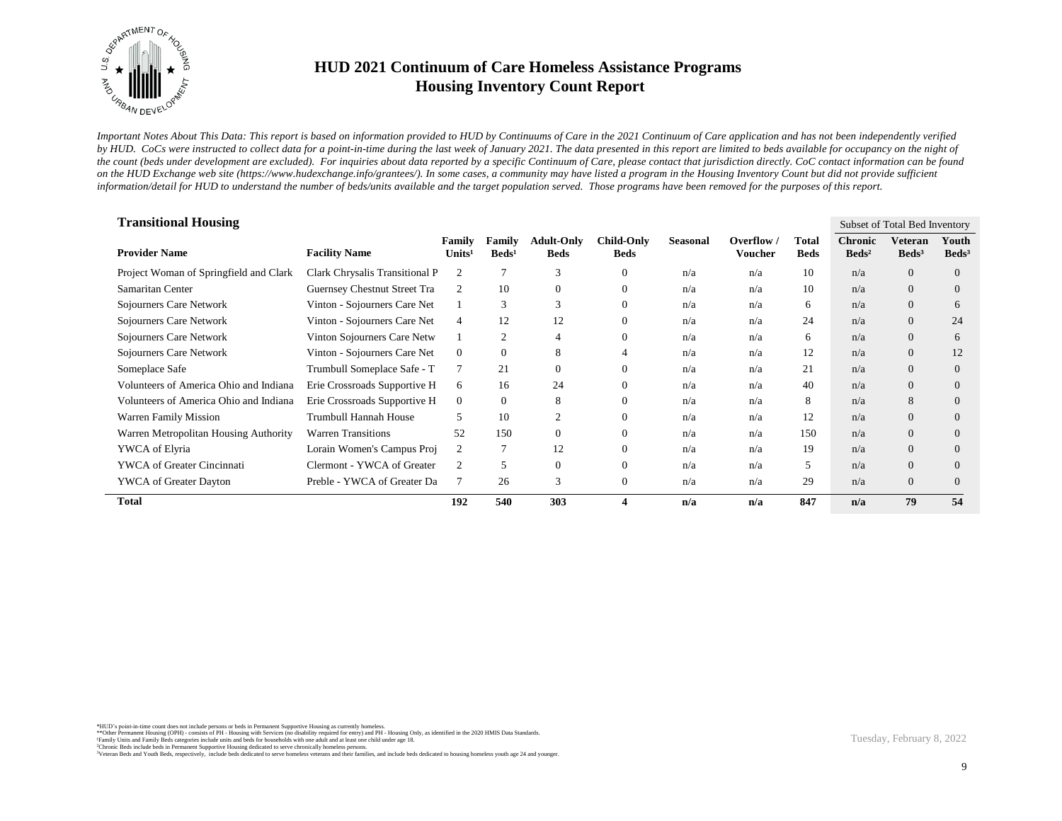# HUD 2021 Continuum of Care Homeless Assistance Programs
## Housing Inventory Count Report

*Important Notes About This Data: This report is based on information provided to HUD by Continuums of Care in the 2021 Continuum of Care application and has not been independently verified by HUD. CoCs were instructed to collect data for a point-in-time during the last week of January 2021. The data presented in this report are limited to beds available for occupancy on the night of the count (beds under development are excluded). For inquiries about data reported by a specific Continuum of Care, please contact that jurisdiction directly. CoC contact information can be found on the HUD Exchange web site (https://www.hudexchange.info/grantees/). In some cases, a community may have listed a program in the Housing Inventory Count but did not provide sufficient information/detail for HUD to understand the number of beds/units available and the target population served. Those programs have been removed for the purposes of this report.*

### Transitional Housing

| | | | | | | | | | Subset of Total Bed Inventory | | |
|---|---|---|---|---|---|---|---|---|---|---|---|
| **Provider Name** | **Facility Name** | **Family Units[1]** | **Family Beds[1]** | **Adult-Only Beds** | **Child-Only Beds** | **Seasonal** | **Overflow / Voucher** | **Total Beds** | **Chronic Beds[2]** | **Veteran Beds[3]** | **Youth Beds[3]** |
| Project Woman of Springfield and Clark | Clark Chrysalis Transitional P | 2 | 7 | 3 | 0 | n/a | n/a | 10 | n/a | 0 | 0 |
| Samaritan Center | Guernsey Chestnut Street Tra | 2 | 10 | 0 | 0 | n/a | n/a | 10 | n/a | 0 | 0 |
| Sojourners Care Network | Vinton - Sojourners Care Net | 1 | 3 | 3 | 0 | n/a | n/a | 6 | n/a | 0 | 6 |
| Sojourners Care Network | Vinton - Sojourners Care Net | 4 | 12 | 12 | 0 | n/a | n/a | 24 | n/a | 0 | 24 |
| Sojourners Care Network | Vinton Sojourners Care Netw | 1 | 2 | 4 | 0 | n/a | n/a | 6 | n/a | 0 | 6 |
| Sojourners Care Network | Vinton - Sojourners Care Net | 0 | 0 | 8 | 4 | n/a | n/a | 12 | n/a | 0 | 12 |
| Someplace Safe | Trumbull Someplace Safe - T | 7 | 21 | 0 | 0 | n/a | n/a | 21 | n/a | 0 | 0 |
| Volunteers of America Ohio and Indiana | Erie Crossroads Supportive H | 6 | 16 | 24 | 0 | n/a | n/a | 40 | n/a | 0 | 0 |
| Volunteers of America Ohio and Indiana | Erie Crossroads Supportive H | 0 | 0 | 8 | 0 | n/a | n/a | 8 | n/a | 8 | 0 |
| Warren Family Mission | Trumbull Hannah House | 5 | 10 | 2 | 0 | n/a | n/a | 12 | n/a | 0 | 0 |
| Warren Metropolitan Housing Authority | Warren Transitions | 52 | 150 | 0 | 0 | n/a | n/a | 150 | n/a | 0 | 0 |
| YWCA of Elyria | Lorain Women's Campus Proj | 2 | 7 | 12 | 0 | n/a | n/a | 19 | n/a | 0 | 0 |
| YWCA of Greater Cincinnati | Clermont - YWCA of Greater | 2 | 5 | 0 | 0 | n/a | n/a | 5 | n/a | 0 | 0 |
| YWCA of Greater Dayton | Preble - YWCA of Greater Da | 7 | 26 | 3 | 0 | n/a | n/a | 29 | n/a | 0 | 0 |
| **Total** | | **192** | **540** | **303** | **4** | **n/a** | **n/a** | **847** | **n/a** | **79** | **54** |

*HUD's point-in-time count does not include persons or beds in Permanent Supportive Housing as currently homeless.
**Other Permanent Housing (OPH) - consists of PH - Housing with Services (no disability required for entry) and PH - Housing Only, as identified in the 2020 HMIS Data Standards.
[1]Family Units and Family Beds categories include units and beds for households with one adult and at least one child under age 18.
[2]Chronic Beds include beds in Permanent Supportive Housing dedicated to serve chronically homeless persons.
[3]Veteran Beds and Youth Beds, respectively, include beds dedicated to serve homeless veterans and their families, and include beds dedicated to housing homeless youth age 24 and younger.

Tuesday, February 8, 2022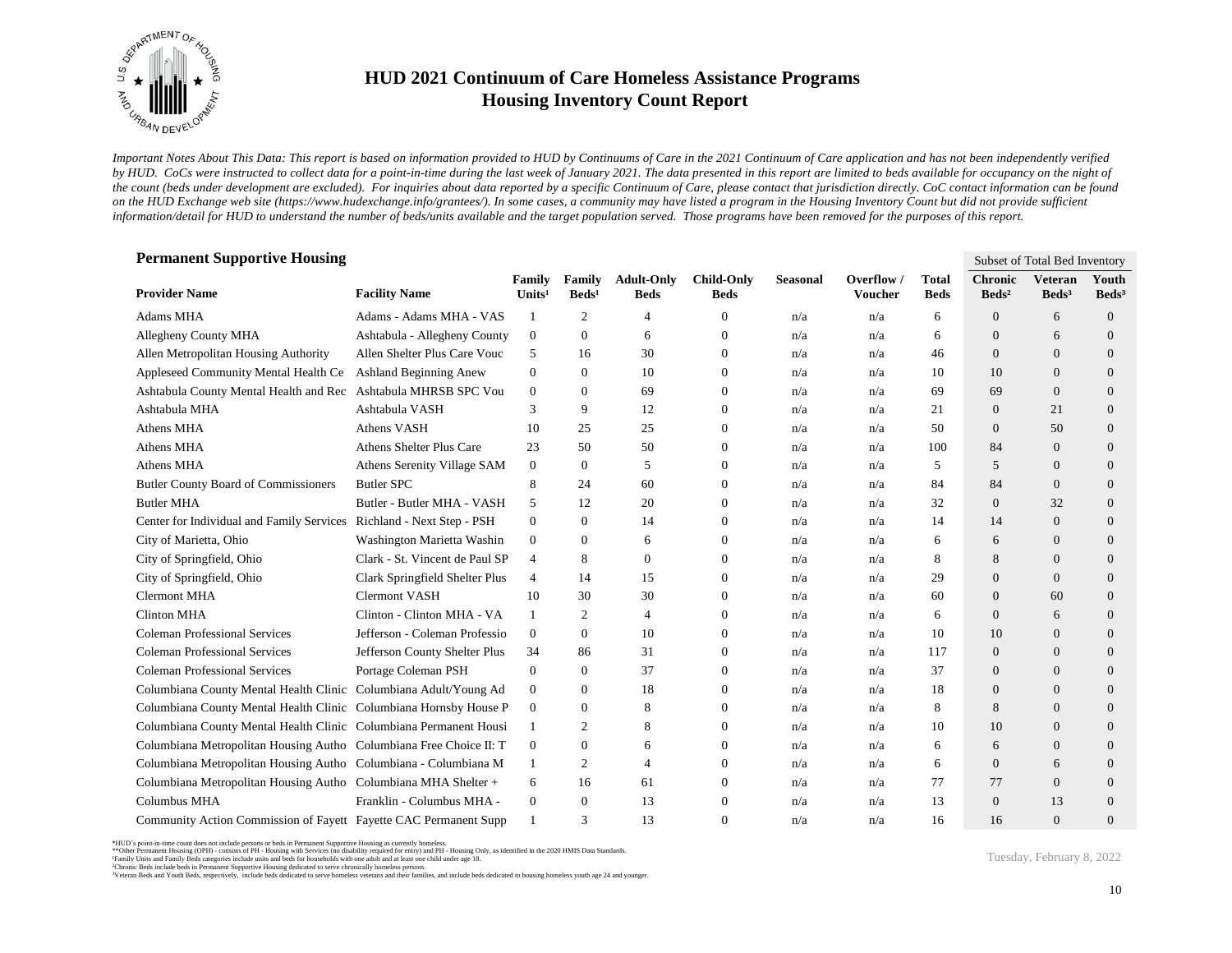# HUD 2021 Continuum of Care Homeless Assistance Programs
## Housing Inventory Count Report

*Important Notes About This Data: This report is based on information provided to HUD by Continuums of Care in the 2021 Continuum of Care application and has not been independently verified by HUD. CoCs were instructed to collect data for a point-in-time during the last week of January 2021. The data presented in this report are limited to beds available for occupancy on the night of the count (beds under development are excluded). For inquiries about data reported by a specific Continuum of Care, please contact that jurisdiction directly. CoC contact information can be found on the HUD Exchange web site (https://www.hudexchange.info/grantees/). In some cases, a community may have listed a program in the Housing Inventory Count but did not provide sufficient information/detail for HUD to understand the number of beds/units available and the target population served. Those programs have been removed for the purposes of this report.*

### Permanent Supportive Housing

| Provider Name | Facility Name | Family Units[1] | Family Beds[1] | Adult-Only Beds | Child-Only Beds | Seasonal | Overflow / Voucher | Total Beds | Subset of Total Bed Inventory: Chronic Beds[2] | Veteran Beds[3] | Youth Beds[3] |
|---|---|---|---|---|---|---|---|---|---|---|---|
| Adams MHA | Adams - Adams MHA - VAS | 1 | 2 | 4 | 0 | n/a | n/a | 6 | 0 | 6 | 0 |
| Allegheny County MHA | Ashtabula - Allegheny County | 0 | 0 | 6 | 0 | n/a | n/a | 6 | 0 | 6 | 0 |
| Allen Metropolitan Housing Authority | Allen Shelter Plus Care Vouc | 5 | 16 | 30 | 0 | n/a | n/a | 46 | 0 | 0 | 0 |
| Appleseed Community Mental Health Ce | Ashland Beginning Anew | 0 | 0 | 10 | 0 | n/a | n/a | 10 | 10 | 0 | 0 |
| Ashtabula County Mental Health and Rec | Ashtabula MHRSB SPC Vou | 0 | 0 | 69 | 0 | n/a | n/a | 69 | 69 | 0 | 0 |
| Ashtabula MHA | Ashtabula VASH | 3 | 9 | 12 | 0 | n/a | n/a | 21 | 0 | 21 | 0 |
| Athens MHA | Athens VASH | 10 | 25 | 25 | 0 | n/a | n/a | 50 | 0 | 50 | 0 |
| Athens MHA | Athens Shelter Plus Care | 23 | 50 | 50 | 0 | n/a | n/a | 100 | 84 | 0 | 0 |
| Athens MHA | Athens Serenity Village SAM | 0 | 0 | 5 | 0 | n/a | n/a | 5 | 5 | 0 | 0 |
| Butler County Board of Commissioners | Butler SPC | 8 | 24 | 60 | 0 | n/a | n/a | 84 | 84 | 0 | 0 |
| Butler MHA | Butler - Butler MHA - VASH | 5 | 12 | 20 | 0 | n/a | n/a | 32 | 0 | 32 | 0 |
| Center for Individual and Family Services | Richland - Next Step - PSH | 0 | 0 | 14 | 0 | n/a | n/a | 14 | 14 | 0 | 0 |
| City of Marietta, Ohio | Washington Marietta Washin | 0 | 0 | 6 | 0 | n/a | n/a | 6 | 6 | 0 | 0 |
| City of Springfield, Ohio | Clark - St. Vincent de Paul SP | 4 | 8 | 0 | 0 | n/a | n/a | 8 | 8 | 0 | 0 |
| City of Springfield, Ohio | Clark Springfield Shelter Plus | 4 | 14 | 15 | 0 | n/a | n/a | 29 | 0 | 0 | 0 |
| Clermont MHA | Clermont VASH | 10 | 30 | 30 | 0 | n/a | n/a | 60 | 0 | 60 | 0 |
| Clinton MHA | Clinton - Clinton MHA - VA | 1 | 2 | 4 | 0 | n/a | n/a | 6 | 0 | 6 | 0 |
| Coleman Professional Services | Jefferson - Coleman Professio | 0 | 0 | 10 | 0 | n/a | n/a | 10 | 10 | 0 | 0 |
| Coleman Professional Services | Jefferson County Shelter Plus | 34 | 86 | 31 | 0 | n/a | n/a | 117 | 0 | 0 | 0 |
| Coleman Professional Services | Portage Coleman PSH | 0 | 0 | 37 | 0 | n/a | n/a | 37 | 0 | 0 | 0 |
| Columbiana County Mental Health Clinic | Columbiana Adult/Young Ad | 0 | 0 | 18 | 0 | n/a | n/a | 18 | 0 | 0 | 0 |
| Columbiana County Mental Health Clinic | Columbiana Hornsby House P | 0 | 0 | 8 | 0 | n/a | n/a | 8 | 8 | 0 | 0 |
| Columbiana County Mental Health Clinic | Columbiana Permanent Housi | 1 | 2 | 8 | 0 | n/a | n/a | 10 | 10 | 0 | 0 |
| Columbiana Metropolitan Housing Autho | Columbiana Free Choice II: T | 0 | 0 | 6 | 0 | n/a | n/a | 6 | 6 | 0 | 0 |
| Columbiana Metropolitan Housing Autho | Columbiana - Columbiana M | 1 | 2 | 4 | 0 | n/a | n/a | 6 | 0 | 6 | 0 |
| Columbiana Metropolitan Housing Autho | Columbiana MHA Shelter + | 6 | 16 | 61 | 0 | n/a | n/a | 77 | 77 | 0 | 0 |
| Columbus MHA | Franklin - Columbus MHA - | 0 | 0 | 13 | 0 | n/a | n/a | 13 | 0 | 13 | 0 |
| Community Action Commission of Fayett | Fayette CAC Permanent Supp | 1 | 3 | 13 | 0 | n/a | n/a | 16 | 16 | 0 | 0 |

*HUD's point-in-time count does not include persons or beds in Permanent Supportive Housing as currently homeless.
**Other Permanent Housing (OPH) - consists of PH - Housing with Services (no disability required for entry) and PH - Housing Only, as identified in the 2020 HMIS Data Standards.
[1]Family Units and Family Beds categories include units and beds for households with one adult and at least one child under age 18.
[2]Chronic Beds include beds in Permanent Supportive Housing dedicated to serve chronically homeless persons.
[3]Veteran Beds and Youth Beds, respectively, include beds dedicated to serve homeless veterans and their families, and include beds dedicated to housing homeless youth age 24 and younger.

Tuesday, February 8, 2022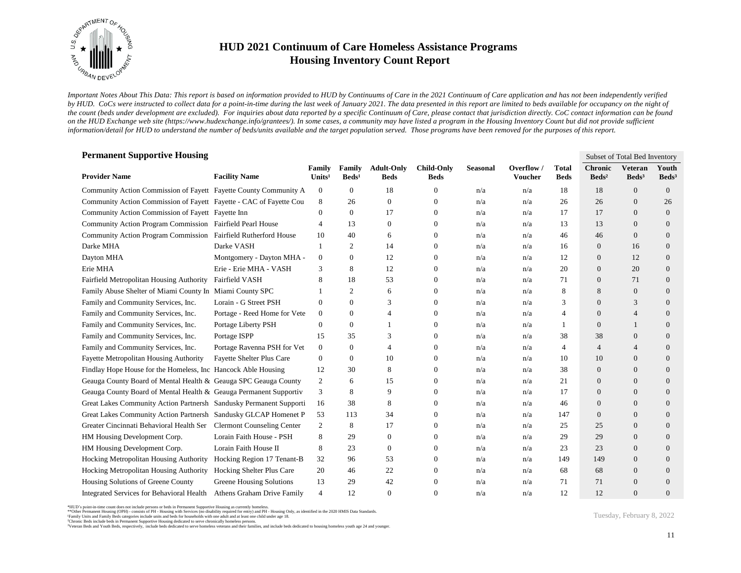# HUD 2021 Continuum of Care Homeless Assistance Programs
## Housing Inventory Count Report

*Important Notes About This Data: This report is based on information provided to HUD by Continuums of Care in the 2021 Continuum of Care application and has not been independently verified by HUD. CoCs were instructed to collect data for a point-in-time during the last week of January 2021. The data presented in this report are limited to beds available for occupancy on the night of the count (beds under development are excluded). For inquiries about data reported by a specific Continuum of Care, please contact that jurisdiction directly. CoC contact information can be found on the HUD Exchange web site (https://www.hudexchange.info/grantees/). In some cases, a community may have listed a program in the Housing Inventory Count but did not provide sufficient information/detail for HUD to understand the number of beds/units available and the target population served. Those programs have been removed for the purposes of this report.*

### Permanent Supportive Housing

| Provider Name | Facility Name | Family Units[1] | Family Beds[1] | Adult-Only Beds | Child-Only Beds | Seasonal | Overflow / Voucher | Total Beds | Subset of Total Bed Inventory: Chronic Beds[2] | Veteran Beds[3] | Youth Beds[3] |
|---|---|---|---|---|---|---|---|---|---|---|---|
| Community Action Commission of Fayett | Fayette County Community A | 0 | 0 | 18 | 0 | n/a | n/a | 18 | 18 | 0 | 0 |
| Community Action Commission of Fayett | Fayette - CAC of Fayette Cou | 8 | 26 | 0 | 0 | n/a | n/a | 26 | 26 | 0 | 26 |
| Community Action Commission of Fayett | Fayette Inn | 0 | 0 | 17 | 0 | n/a | n/a | 17 | 17 | 0 | 0 |
| Community Action Program Commission | Fairfield Pearl House | 4 | 13 | 0 | 0 | n/a | n/a | 13 | 13 | 0 | 0 |
| Community Action Program Commission | Fairfield Rutherford House | 10 | 40 | 6 | 0 | n/a | n/a | 46 | 46 | 0 | 0 |
| Darke MHA | Darke VASH | 1 | 2 | 14 | 0 | n/a | n/a | 16 | 0 | 16 | 0 |
| Dayton MHA | Montgomery - Dayton MHA - | 0 | 0 | 12 | 0 | n/a | n/a | 12 | 0 | 12 | 0 |
| Erie MHA | Erie - Erie MHA - VASH | 3 | 8 | 12 | 0 | n/a | n/a | 20 | 0 | 20 | 0 |
| Fairfield Metropolitan Housing Authority | Fairfield VASH | 8 | 18 | 53 | 0 | n/a | n/a | 71 | 0 | 71 | 0 |
| Family Abuse Shelter of Miami County In | Miami County SPC | 1 | 2 | 6 | 0 | n/a | n/a | 8 | 8 | 0 | 0 |
| Family and Community Services, Inc. | Lorain - G Street PSH | 0 | 0 | 3 | 0 | n/a | n/a | 3 | 0 | 3 | 0 |
| Family and Community Services, Inc. | Portage - Reed Home for Vete | 0 | 0 | 4 | 0 | n/a | n/a | 4 | 0 | 4 | 0 |
| Family and Community Services, Inc. | Portage Liberty PSH | 0 | 0 | 1 | 0 | n/a | n/a | 1 | 0 | 1 | 0 |
| Family and Community Services, Inc. | Portage ISPP | 15 | 35 | 3 | 0 | n/a | n/a | 38 | 38 | 0 | 0 |
| Family and Community Services, Inc. | Portage Ravenna PSH for Vet | 0 | 0 | 4 | 0 | n/a | n/a | 4 | 4 | 4 | 0 |
| Fayette Metropolitan Housing Authority | Fayette Shelter Plus Care | 0 | 0 | 10 | 0 | n/a | n/a | 10 | 10 | 0 | 0 |
| Findlay Hope House for the Homeless, Inc | Hancock Able Housing | 12 | 30 | 8 | 0 | n/a | n/a | 38 | 0 | 0 | 0 |
| Geauga County Board of Mental Health & | Geauga SPC Geauga County | 2 | 6 | 15 | 0 | n/a | n/a | 21 | 0 | 0 | 0 |
| Geauga County Board of Mental Health & | Geauga Permanent Supportiv | 3 | 8 | 9 | 0 | n/a | n/a | 17 | 0 | 0 | 0 |
| Great Lakes Community Action Partnersh | Sandusky Permanent Supporti | 16 | 38 | 8 | 0 | n/a | n/a | 46 | 0 | 0 | 0 |
| Great Lakes Community Action Partnersh | Sandusky GLCAP Homenet P | 53 | 113 | 34 | 0 | n/a | n/a | 147 | 0 | 0 | 0 |
| Greater Cincinnati Behavioral Health Ser | Clermont Counseling Center | 2 | 8 | 17 | 0 | n/a | n/a | 25 | 25 | 0 | 0 |
| HM Housing Development Corp. | Lorain Faith House - PSH | 8 | 29 | 0 | 0 | n/a | n/a | 29 | 29 | 0 | 0 |
| HM Housing Development Corp. | Lorain Faith House II | 8 | 23 | 0 | 0 | n/a | n/a | 23 | 23 | 0 | 0 |
| Hocking Metropolitan Housing Authority | Hocking Region 17 Tenant-B | 32 | 96 | 53 | 0 | n/a | n/a | 149 | 149 | 0 | 0 |
| Hocking Metropolitan Housing Authority | Hocking Shelter Plus Care | 20 | 46 | 22 | 0 | n/a | n/a | 68 | 68 | 0 | 0 |
| Housing Solutions of Greene County | Greene Housing Solutions | 13 | 29 | 42 | 0 | n/a | n/a | 71 | 71 | 0 | 0 |
| Integrated Services for Behavioral Health | Athens Graham Drive Family | 4 | 12 | 0 | 0 | n/a | n/a | 12 | 12 | 0 | 0 |

*HUD's point-in-time count does not include persons or beds in Permanent Supportive Housing as currently homeless.
**Other Permanent Housing (OPH) - consists of PH - Housing with Services (no disability required for entry) and PH - Housing Only, as identified in the 2020 HMIS Data Standards.
[1]Family Units and Family Beds categories include units and beds for households with one adult and at least one child under age 18.
[2]Chronic Beds include beds in Permanent Supportive Housing dedicated to serve chronically homeless persons.
[3]Veteran Beds and Youth Beds, respectively, include beds dedicated to serve homeless veterans and their families, and include beds dedicated to housing homeless youth age 24 and younger.

Tuesday, February 8, 2022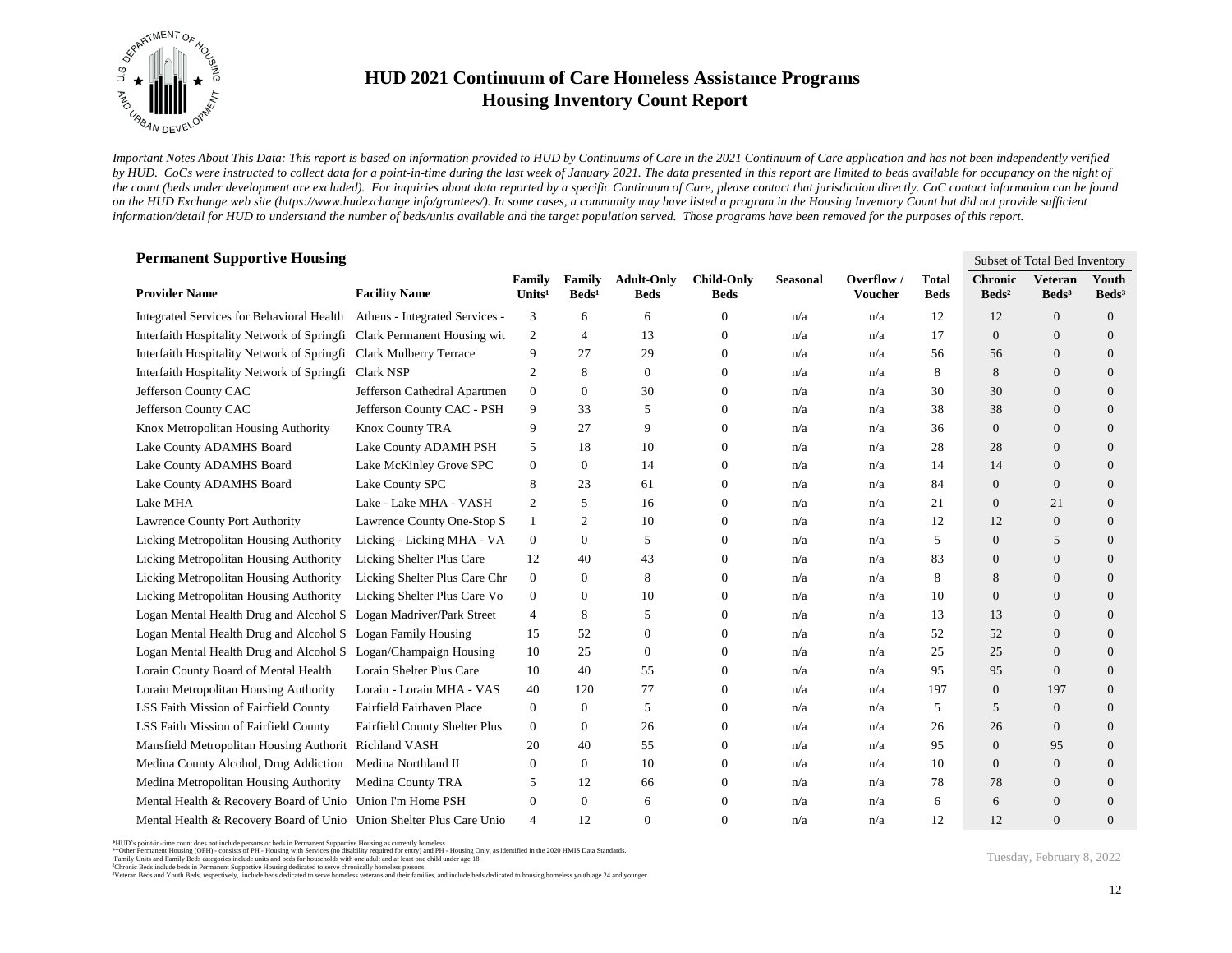# HUD 2021 Continuum of Care Homeless Assistance Programs
# Housing Inventory Count Report

*Important Notes About This Data: This report is based on information provided to HUD by Continuums of Care in the 2021 Continuum of Care application and has not been independently verified by HUD. CoCs were instructed to collect data for a point-in-time during the last week of January 2021. The data presented in this report are limited to beds available for occupancy on the night of the count (beds under development are excluded). For inquiries about data reported by a specific Continuum of Care, please contact that jurisdiction directly. CoC contact information can be found on the HUD Exchange web site (https://www.hudexchange.info/grantees/). In some cases, a community may have listed a program in the Housing Inventory Count but did not provide sufficient information/detail for HUD to understand the number of beds/units available and the target population served. Those programs have been removed for the purposes of this report.*

## Permanent Supportive Housing

| | | | | | | | | | Subset of Total Bed Inventory | | |
|---|---|---|---|---|---|---|---|---|---|---|---|
| **Provider Name** | **Facility Name** | **Family Units[1]** | **Family Beds[1]** | **Adult-Only Beds** | **Child-Only Beds** | **Seasonal** | **Overflow / Voucher** | **Total Beds** | **Chronic Beds[2]** | **Veteran Beds[3]** | **Youth Beds[3]** |
| Integrated Services for Behavioral Health | Athens - Integrated Services - | 3 | 6 | 6 | 0 | n/a | n/a | 12 | 12 | 0 | 0 |
| Interfaith Hospitality Network of Springfi | Clark Permanent Housing wit | 2 | 4 | 13 | 0 | n/a | n/a | 17 | 0 | 0 | 0 |
| Interfaith Hospitality Network of Springfi | Clark Mulberry Terrace | 9 | 27 | 29 | 0 | n/a | n/a | 56 | 56 | 0 | 0 |
| Interfaith Hospitality Network of Springfi | Clark NSP | 2 | 8 | 0 | 0 | n/a | n/a | 8 | 8 | 0 | 0 |
| Jefferson County CAC | Jefferson Cathedral Apartmen | 0 | 0 | 30 | 0 | n/a | n/a | 30 | 30 | 0 | 0 |
| Jefferson County CAC | Jefferson County CAC - PSH | 9 | 33 | 5 | 0 | n/a | n/a | 38 | 38 | 0 | 0 |
| Knox Metropolitan Housing Authority | Knox County TRA | 9 | 27 | 9 | 0 | n/a | n/a | 36 | 0 | 0 | 0 |
| Lake County ADAMHS Board | Lake County ADAMH PSH | 5 | 18 | 10 | 0 | n/a | n/a | 28 | 28 | 0 | 0 |
| Lake County ADAMHS Board | Lake McKinley Grove SPC | 0 | 0 | 14 | 0 | n/a | n/a | 14 | 14 | 0 | 0 |
| Lake County ADAMHS Board | Lake County SPC | 8 | 23 | 61 | 0 | n/a | n/a | 84 | 0 | 0 | 0 |
| Lake MHA | Lake - Lake MHA - VASH | 2 | 5 | 16 | 0 | n/a | n/a | 21 | 0 | 21 | 0 |
| Lawrence County Port Authority | Lawrence County One-Stop S | 1 | 2 | 10 | 0 | n/a | n/a | 12 | 12 | 0 | 0 |
| Licking Metropolitan Housing Authority | Licking - Licking MHA - VA | 0 | 0 | 5 | 0 | n/a | n/a | 5 | 0 | 5 | 0 |
| Licking Metropolitan Housing Authority | Licking Shelter Plus Care | 12 | 40 | 43 | 0 | n/a | n/a | 83 | 0 | 0 | 0 |
| Licking Metropolitan Housing Authority | Licking Shelter Plus Care Chr | 0 | 0 | 8 | 0 | n/a | n/a | 8 | 8 | 0 | 0 |
| Licking Metropolitan Housing Authority | Licking Shelter Plus Care Vo | 0 | 0 | 10 | 0 | n/a | n/a | 10 | 0 | 0 | 0 |
| Logan Mental Health Drug and Alcohol S | Logan Madriver/Park Street | 4 | 8 | 5 | 0 | n/a | n/a | 13 | 13 | 0 | 0 |
| Logan Mental Health Drug and Alcohol S | Logan Family Housing | 15 | 52 | 0 | 0 | n/a | n/a | 52 | 52 | 0 | 0 |
| Logan Mental Health Drug and Alcohol S | Logan/Champaign Housing | 10 | 25 | 0 | 0 | n/a | n/a | 25 | 25 | 0 | 0 |
| Lorain County Board of Mental Health | Lorain Shelter Plus Care | 10 | 40 | 55 | 0 | n/a | n/a | 95 | 95 | 0 | 0 |
| Lorain Metropolitan Housing Authority | Lorain - Lorain MHA - VAS | 40 | 120 | 77 | 0 | n/a | n/a | 197 | 0 | 197 | 0 |
| LSS Faith Mission of Fairfield County | Fairfield Fairhaven Place | 0 | 0 | 5 | 0 | n/a | n/a | 5 | 5 | 0 | 0 |
| LSS Faith Mission of Fairfield County | Fairfield County Shelter Plus | 0 | 0 | 26 | 0 | n/a | n/a | 26 | 26 | 0 | 0 |
| Mansfield Metropolitan Housing Authorit | Richland VASH | 20 | 40 | 55 | 0 | n/a | n/a | 95 | 0 | 95 | 0 |
| Medina County Alcohol, Drug Addiction | Medina Northland II | 0 | 0 | 10 | 0 | n/a | n/a | 10 | 0 | 0 | 0 |
| Medina Metropolitan Housing Authority | Medina County TRA | 5 | 12 | 66 | 0 | n/a | n/a | 78 | 78 | 0 | 0 |
| Mental Health & Recovery Board of Unio | Union I'm Home PSH | 0 | 0 | 6 | 0 | n/a | n/a | 6 | 6 | 0 | 0 |
| Mental Health & Recovery Board of Unio | Union Shelter Plus Care Unio | 4 | 12 | 0 | 0 | n/a | n/a | 12 | 12 | 0 | 0 |

*HUD's point-in-time count does not include persons or beds in Permanent Supportive Housing as currently homeless.
**Other Permanent Housing (OPH) - consists of PH - Housing with Services (no disability required for entry) and PH - Housing Only, as identified in the 2020 HMIS Data Standards.
[1]Family Units and Family Beds categories include units and beds for households with one adult and at least one child under age 18.
[2]Chronic Beds include beds in Permanent Supportive Housing dedicated to serve chronically homeless persons.
[3]Veteran Beds and Youth Beds, respectively, include beds dedicated to serve homeless veterans and their families, and include beds dedicated to housing homeless youth age 24 and younger.

Tuesday, February 8, 2022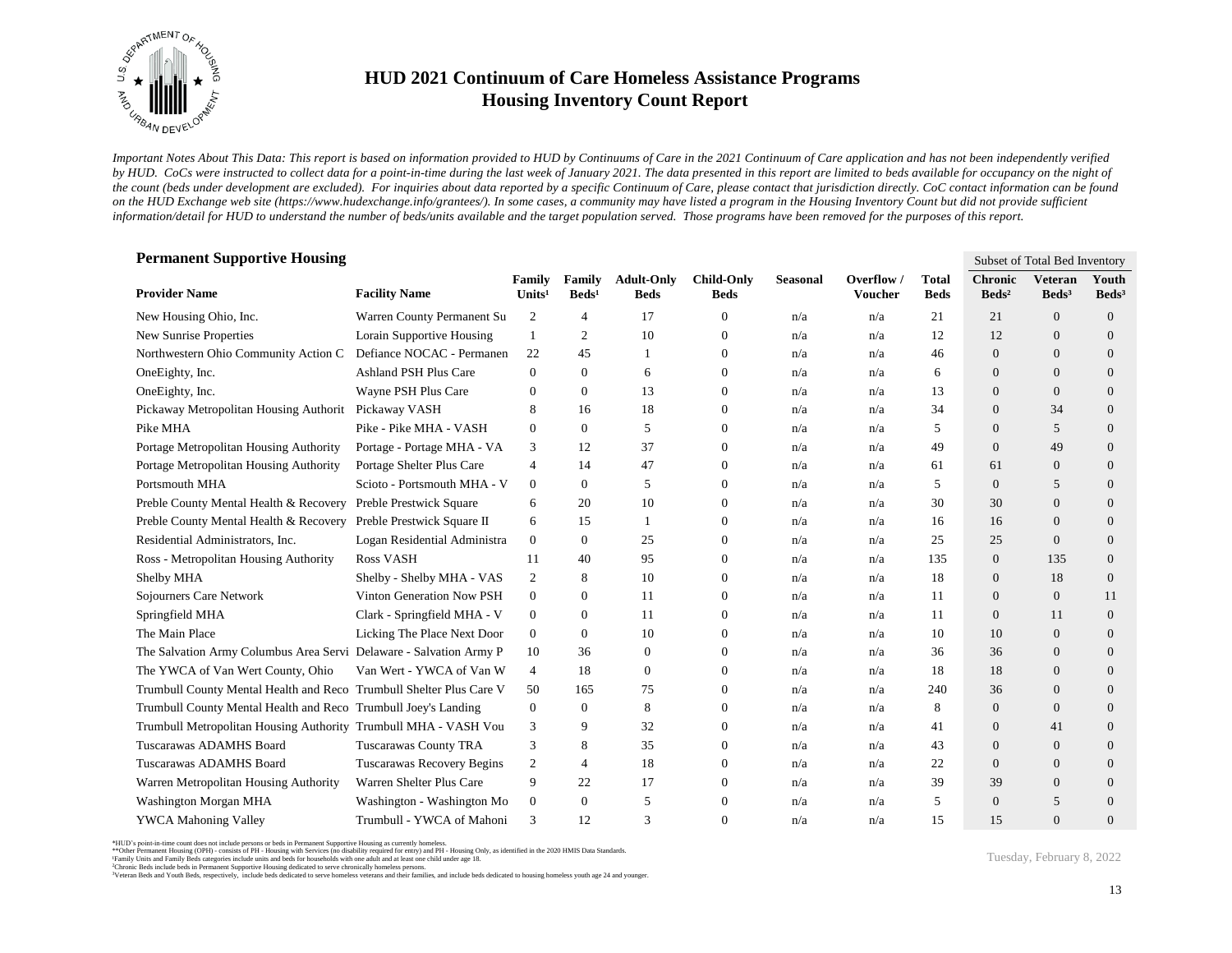# HUD 2021 Continuum of Care Homeless Assistance Programs
## Housing Inventory Count Report

*Important Notes About This Data: This report is based on information provided to HUD by Continuums of Care in the 2021 Continuum of Care application and has not been independently verified by HUD. CoCs were instructed to collect data for a point-in-time during the last week of January 2021. The data presented in this report are limited to beds available for occupancy on the night of the count (beds under development are excluded). For inquiries about data reported by a specific Continuum of Care, please contact that jurisdiction directly. CoC contact information can be found on the HUD Exchange web site (https://www.hudexchange.info/grantees/). In some cases, a community may have listed a program in the Housing Inventory Count but did not provide sufficient information/detail for HUD to understand the number of beds/units available and the target population served. Those programs have been removed for the purposes of this report.*

### Permanent Supportive Housing

| Provider Name | Facility Name | Family Units[1] | Family Beds[1] | Adult-Only Beds | Child-Only Beds | Seasonal | Overflow / Voucher | Total Beds | Chronic Beds[2] (Subset of Total Bed Inventory) | Veteran Beds[3] (Subset of Total Bed Inventory) | Youth Beds[3] (Subset of Total Bed Inventory) |
|---|---|---|---|---|---|---|---|---|---|---|---|
| New Housing Ohio, Inc. | Warren County Permanent Su | 2 | 4 | 17 | 0 | n/a | n/a | 21 | 21 | 0 | 0 |
| New Sunrise Properties | Lorain Supportive Housing | 1 | 2 | 10 | 0 | n/a | n/a | 12 | 12 | 0 | 0 |
| Northwestern Ohio Community Action C | Defiance NOCAC - Permanen | 22 | 45 | 1 | 0 | n/a | n/a | 46 | 0 | 0 | 0 |
| OneEighty, Inc. | Ashland PSH Plus Care | 0 | 0 | 6 | 0 | n/a | n/a | 6 | 0 | 0 | 0 |
| OneEighty, Inc. | Wayne PSH Plus Care | 0 | 0 | 13 | 0 | n/a | n/a | 13 | 0 | 0 | 0 |
| Pickaway Metropolitan Housing Authorit | Pickaway VASH | 8 | 16 | 18 | 0 | n/a | n/a | 34 | 0 | 34 | 0 |
| Pike MHA | Pike - Pike MHA - VASH | 0 | 0 | 5 | 0 | n/a | n/a | 5 | 0 | 5 | 0 |
| Portage Metropolitan Housing Authority | Portage - Portage MHA - VA | 3 | 12 | 37 | 0 | n/a | n/a | 49 | 0 | 49 | 0 |
| Portage Metropolitan Housing Authority | Portage Shelter Plus Care | 4 | 14 | 47 | 0 | n/a | n/a | 61 | 61 | 0 | 0 |
| Portsmouth MHA | Scioto - Portsmouth MHA - V | 0 | 0 | 5 | 0 | n/a | n/a | 5 | 0 | 5 | 0 |
| Preble County Mental Health & Recovery | Preble Prestwick Square | 6 | 20 | 10 | 0 | n/a | n/a | 30 | 30 | 0 | 0 |
| Preble County Mental Health & Recovery | Preble Prestwick Square II | 6 | 15 | 1 | 0 | n/a | n/a | 16 | 16 | 0 | 0 |
| Residential Administrators, Inc. | Logan Residential Administra | 0 | 0 | 25 | 0 | n/a | n/a | 25 | 25 | 0 | 0 |
| Ross - Metropolitan Housing Authority | Ross VASH | 11 | 40 | 95 | 0 | n/a | n/a | 135 | 0 | 135 | 0 |
| Shelby MHA | Shelby - Shelby MHA - VAS | 2 | 8 | 10 | 0 | n/a | n/a | 18 | 0 | 18 | 0 |
| Sojourners Care Network | Vinton Generation Now PSH | 0 | 0 | 11 | 0 | n/a | n/a | 11 | 0 | 0 | 11 |
| Springfield MHA | Clark - Springfield MHA - V | 0 | 0 | 11 | 0 | n/a | n/a | 11 | 0 | 11 | 0 |
| The Main Place | Licking The Place Next Door | 0 | 0 | 10 | 0 | n/a | n/a | 10 | 10 | 0 | 0 |
| The Salvation Army Columbus Area Servi | Delaware - Salvation Army P | 10 | 36 | 0 | 0 | n/a | n/a | 36 | 36 | 0 | 0 |
| The YWCA of Van Wert County, Ohio | Van Wert - YWCA of Van W | 4 | 18 | 0 | 0 | n/a | n/a | 18 | 18 | 0 | 0 |
| Trumbull County Mental Health and Reco | Trumbull Shelter Plus Care V | 50 | 165 | 75 | 0 | n/a | n/a | 240 | 36 | 0 | 0 |
| Trumbull County Mental Health and Reco | Trumbull Joey's Landing | 0 | 0 | 8 | 0 | n/a | n/a | 8 | 0 | 0 | 0 |
| Trumbull Metropolitan Housing Authority | Trumbull MHA - VASH Vou | 3 | 9 | 32 | 0 | n/a | n/a | 41 | 0 | 41 | 0 |
| Tuscarawas ADAMHS Board | Tuscarawas County TRA | 3 | 8 | 35 | 0 | n/a | n/a | 43 | 0 | 0 | 0 |
| Tuscarawas ADAMHS Board | Tuscarawas Recovery Begins | 2 | 4 | 18 | 0 | n/a | n/a | 22 | 0 | 0 | 0 |
| Warren Metropolitan Housing Authority | Warren Shelter Plus Care | 9 | 22 | 17 | 0 | n/a | n/a | 39 | 39 | 0 | 0 |
| Washington Morgan MHA | Washington - Washington Mo | 0 | 0 | 5 | 0 | n/a | n/a | 5 | 0 | 5 | 0 |
| YWCA Mahoning Valley | Trumbull - YWCA of Mahoni | 3 | 12 | 3 | 0 | n/a | n/a | 15 | 15 | 0 | 0 |

*HUD's point-in-time count does not include persons or beds in Permanent Supportive Housing as currently homeless.
**Other Permanent Housing (OPH) - consists of PH - Housing with Services (no disability required for entry) and PH - Housing Only, as identified in the 2020 HMIS Data Standards.
[1]Family Units and Family Beds categories include units and beds for households with one adult and at least one child under age 18.
[2]Chronic Beds include beds in Permanent Supportive Housing dedicated to serve chronically homeless persons.
[3]Veteran Beds and Youth Beds, respectively, include beds dedicated to serve homeless veterans and their families, and include beds dedicated to housing homeless youth age 24 and younger.

Tuesday, February 8, 2022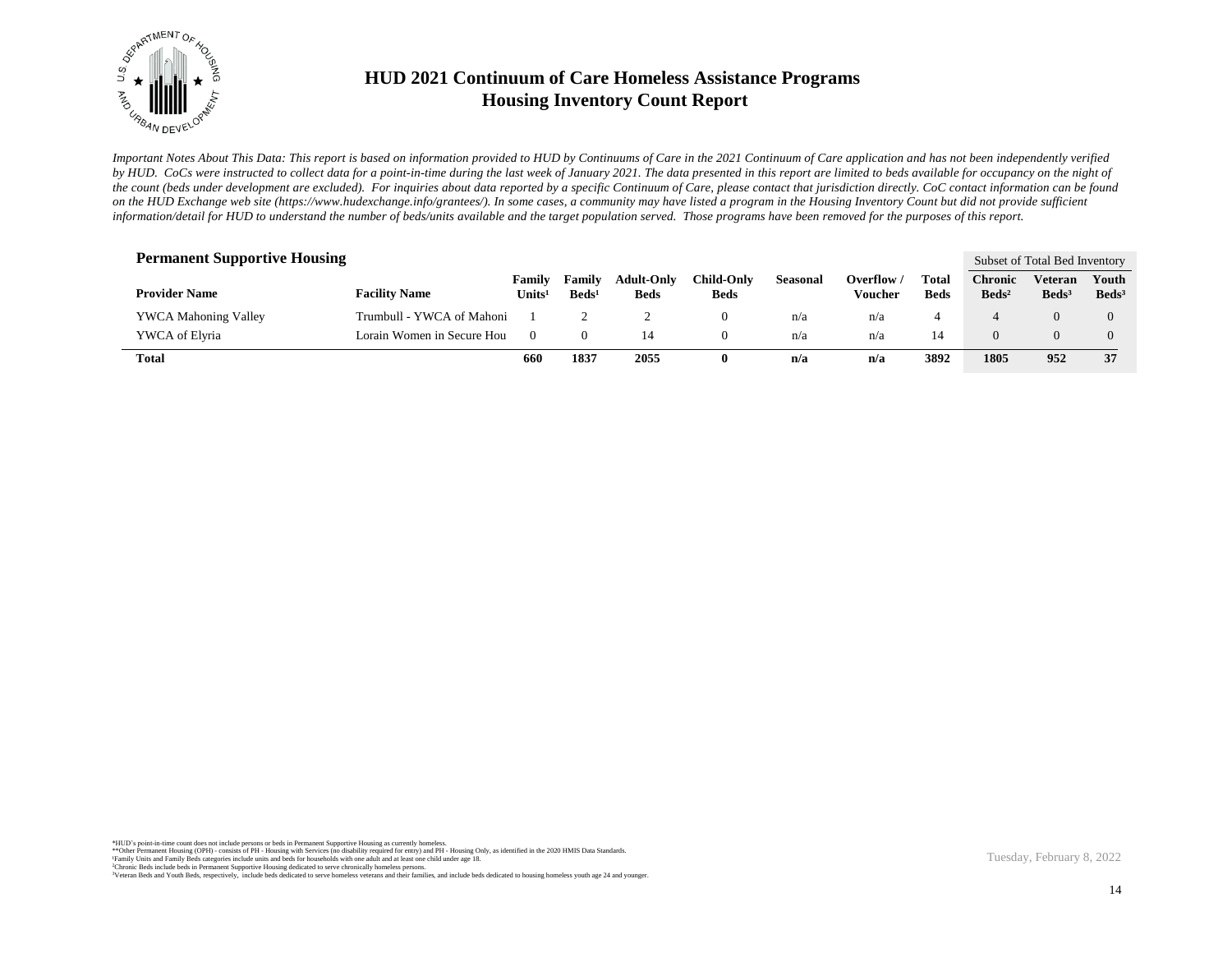# HUD 2021 Continuum of Care Homeless Assistance Programs
# Housing Inventory Count Report

*Important Notes About This Data: This report is based on information provided to HUD by Continuums of Care in the 2021 Continuum of Care application and has not been independently verified by HUD. CoCs were instructed to collect data for a point-in-time during the last week of January 2021. The data presented in this report are limited to beds available for occupancy on the night of the count (beds under development are excluded). For inquiries about data reported by a specific Continuum of Care, please contact that jurisdiction directly. CoC contact information can be found on the HUD Exchange web site (https://www.hudexchange.info/grantees/). In some cases, a community may have listed a program in the Housing Inventory Count but did not provide sufficient information/detail for HUD to understand the number of beds/units available and the target population served. Those programs have been removed for the purposes of this report.*

## Permanent Supportive Housing

| | | | | | | | | | Subset of Total Bed Inventory | | |
|---|---|---|---|---|---|---|---|---|---|---|---|
| **Provider Name** | **Facility Name** | **Family Units[1]** | **Family Beds[1]** | **Adult-Only Beds** | **Child-Only Beds** | **Seasonal** | **Overflow / Voucher** | **Total Beds** | **Chronic Beds[2]** | **Veteran Beds[3]** | **Youth Beds[3]** |
| YWCA Mahoning Valley | Trumbull - YWCA of Mahoni | 1 | 2 | 2 | 0 | n/a | n/a | 4 | 4 | 0 | 0 |
| YWCA of Elyria | Lorain Women in Secure Hou | 0 | 0 | 14 | 0 | n/a | n/a | 14 | 0 | 0 | 0 |
| **Total** | | **660** | **1837** | **2055** | **0** | **n/a** | **n/a** | **3892** | **1805** | **952** | **37** |

*HUD's point-in-time count does not include persons or beds in Permanent Supportive Housing as currently homeless.
**Other Permanent Housing (OPH) - consists of PH - Housing with Services (no disability required for entry) and PH - Housing Only, as identified in the 2020 HMIS Data Standards.
[1]Family Units and Family Beds categories include units and beds for households with one adult and at least one child under age 18.
[2]Chronic Beds include beds in Permanent Supportive Housing dedicated to serve chronically homeless persons.
[3]Veteran Beds and Youth Beds, respectively, include beds dedicated to serve homeless veterans and their families, and include beds dedicated to housing homeless youth age 24 and younger.

Tuesday, February 8, 2022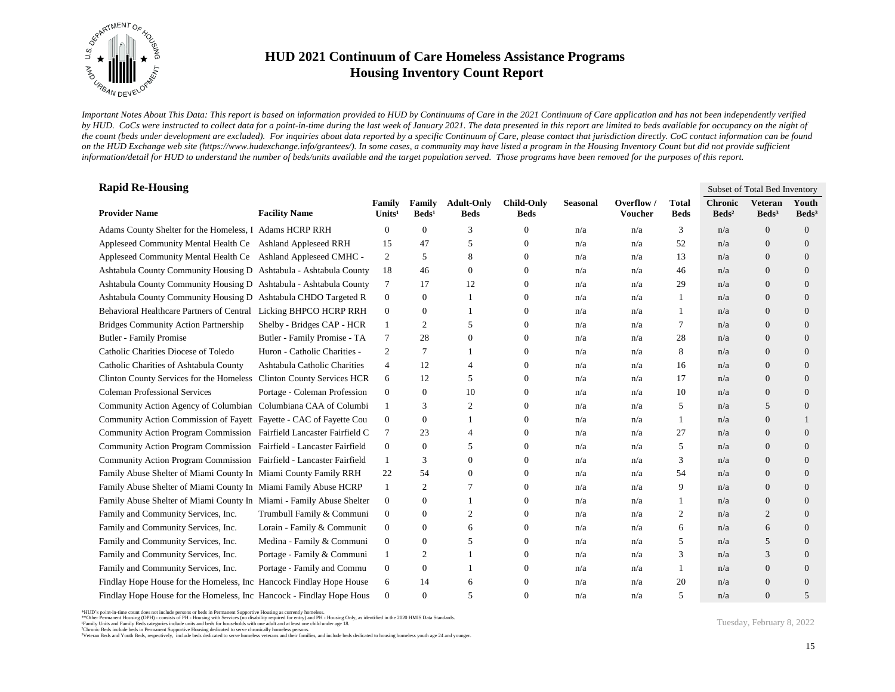# HUD 2021 Continuum of Care Homeless Assistance Programs
## Housing Inventory Count Report

*Important Notes About This Data: This report is based on information provided to HUD by Continuums of Care in the 2021 Continuum of Care application and has not been independently verified by HUD. CoCs were instructed to collect data for a point-in-time during the last week of January 2021. The data presented in this report are limited to beds available for occupancy on the night of the count (beds under development are excluded). For inquiries about data reported by a specific Continuum of Care, please contact that jurisdiction directly. CoC contact information can be found on the HUD Exchange web site (https://www.hudexchange.info/grantees/). In some cases, a community may have listed a program in the Housing Inventory Count but did not provide sufficient information/detail for HUD to understand the number of beds/units available and the target population served. Those programs have been removed for the purposes of this report.*

### Rapid Re-Housing

| | | | | | | | | | Subset of Total Bed Inventory | | |
|---|---|---|---|---|---|---|---|---|---|---|---|
| **Provider Name** | **Facility Name** | **Family Units[1]** | **Family Beds[1]** | **Adult-Only Beds** | **Child-Only Beds** | **Seasonal** | **Overflow / Voucher** | **Total Beds** | **Chronic Beds[2]** | **Veteran Beds[3]** | **Youth Beds[3]** |
| Adams County Shelter for the Homeless, I | Adams HCRP RRH | 0 | 0 | 3 | 0 | n/a | n/a | 3 | n/a | 0 | 0 |
| Appleseed Community Mental Health Ce | Ashland Appleseed RRH | 15 | 47 | 5 | 0 | n/a | n/a | 52 | n/a | 0 | 0 |
| Appleseed Community Mental Health Ce | Ashland Appleseed CMHC - | 2 | 5 | 8 | 0 | n/a | n/a | 13 | n/a | 0 | 0 |
| Ashtabula County Community Housing D | Ashtabula - Ashtabula County | 18 | 46 | 0 | 0 | n/a | n/a | 46 | n/a | 0 | 0 |
| Ashtabula County Community Housing D | Ashtabula - Ashtabula County | 7 | 17 | 12 | 0 | n/a | n/a | 29 | n/a | 0 | 0 |
| Ashtabula County Community Housing D | Ashtabula CHDO Targeted R | 0 | 0 | 1 | 0 | n/a | n/a | 1 | n/a | 0 | 0 |
| Behavioral Healthcare Partners of Central | Licking BHPCO HCRP RRH | 0 | 0 | 1 | 0 | n/a | n/a | 1 | n/a | 0 | 0 |
| Bridges Community Action Partnership | Shelby - Bridges CAP - HCR | 1 | 2 | 5 | 0 | n/a | n/a | 7 | n/a | 0 | 0 |
| Butler - Family Promise | Butler - Family Promise - TA | 7 | 28 | 0 | 0 | n/a | n/a | 28 | n/a | 0 | 0 |
| Catholic Charities Diocese of Toledo | Huron - Catholic Charities - | 2 | 7 | 1 | 0 | n/a | n/a | 8 | n/a | 0 | 0 |
| Catholic Charities of Ashtabula County | Ashtabula Catholic Charities | 4 | 12 | 4 | 0 | n/a | n/a | 16 | n/a | 0 | 0 |
| Clinton County Services for the Homeless | Clinton County Services HCR | 6 | 12 | 5 | 0 | n/a | n/a | 17 | n/a | 0 | 0 |
| Coleman Professional Services | Portage - Coleman Profession | 0 | 0 | 10 | 0 | n/a | n/a | 10 | n/a | 0 | 0 |
| Community Action Agency of Columbian | Columbiana CAA of Columbi | 1 | 3 | 2 | 0 | n/a | n/a | 5 | n/a | 5 | 0 |
| Community Action Commission of Fayett | Fayette - CAC of Fayette Cou | 0 | 0 | 1 | 0 | n/a | n/a | 1 | n/a | 0 | 1 |
| Community Action Program Commission | Fairfield Lancaster Fairfield C | 7 | 23 | 4 | 0 | n/a | n/a | 27 | n/a | 0 | 0 |
| Community Action Program Commission | Fairfield - Lancaster Fairfield | 0 | 0 | 5 | 0 | n/a | n/a | 5 | n/a | 0 | 0 |
| Community Action Program Commission | Fairfield - Lancaster Fairfield | 1 | 3 | 0 | 0 | n/a | n/a | 3 | n/a | 0 | 0 |
| Family Abuse Shelter of Miami County In | Miami County Family RRH | 22 | 54 | 0 | 0 | n/a | n/a | 54 | n/a | 0 | 0 |
| Family Abuse Shelter of Miami County In | Miami Family Abuse HCRP | 1 | 2 | 7 | 0 | n/a | n/a | 9 | n/a | 0 | 0 |
| Family Abuse Shelter of Miami County In | Miami - Family Abuse Shelter | 0 | 0 | 1 | 0 | n/a | n/a | 1 | n/a | 0 | 0 |
| Family and Community Services, Inc. | Trumbull Family & Communi | 0 | 0 | 2 | 0 | n/a | n/a | 2 | n/a | 2 | 0 |
| Family and Community Services, Inc. | Lorain - Family & Communit | 0 | 0 | 6 | 0 | n/a | n/a | 6 | n/a | 6 | 0 |
| Family and Community Services, Inc. | Medina - Family & Communi | 0 | 0 | 5 | 0 | n/a | n/a | 5 | n/a | 5 | 0 |
| Family and Community Services, Inc. | Portage - Family & Communi | 1 | 2 | 1 | 0 | n/a | n/a | 3 | n/a | 3 | 0 |
| Family and Community Services, Inc. | Portage - Family and Commu | 0 | 0 | 1 | 0 | n/a | n/a | 1 | n/a | 0 | 0 |
| Findlay Hope House for the Homeless, Inc | Hancock Findlay Hope House | 6 | 14 | 6 | 0 | n/a | n/a | 20 | n/a | 0 | 0 |
| Findlay Hope House for the Homeless, Inc | Hancock - Findlay Hope Hous | 0 | 0 | 5 | 0 | n/a | n/a | 5 | n/a | 0 | 5 |

*HUD's point-in-time count does not include persons or beds in Permanent Supportive Housing as currently homeless.
**Other Permanent Housing (OPH) - consists of PH - Housing with Services (no disability required for entry) and PH - Housing Only, as identified in the 2020 HMIS Data Standards.
[1]Family Units and Family Beds categories include units and beds for households with one adult and at least one child under age 18.
[2]Chronic Beds include beds in Permanent Supportive Housing dedicated to serve chronically homeless persons.
[3]Veteran Beds and Youth Beds, respectively, include beds dedicated to serve homeless veterans and their families, and include beds dedicated to housing homeless youth age 24 and younger.

Tuesday, February 8, 2022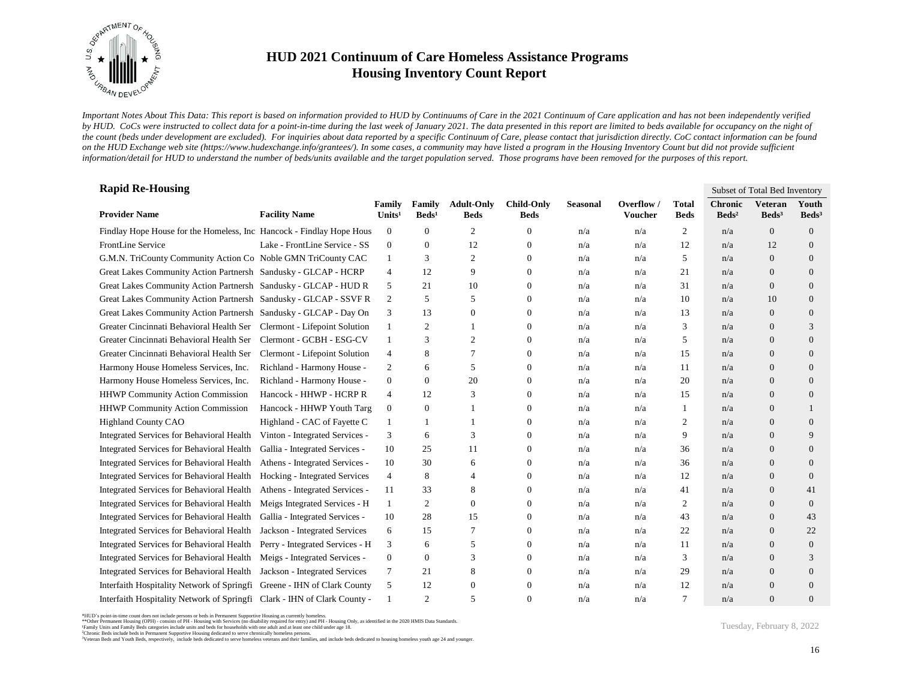// HUD 2021 Continuum of Care Homeless Assistance Programs
## Housing Inventory Count Report

*Important Notes About This Data: This report is based on information provided to HUD by Continuums of Care in the 2021 Continuum of Care application and has not been independently verified by HUD. CoCs were instructed to collect data for a point-in-time during the last week of January 2021. The data presented in this report are limited to beds available for occupancy on the night of the count (beds under development are excluded). For inquiries about data reported by a specific Continuum of Care, please contact that jurisdiction directly. CoC contact information can be found on the HUD Exchange web site (https://www.hudexchange.info/grantees/). In some cases, a community may have listed a program in the Housing Inventory Count but did not provide sufficient information/detail for HUD to understand the number of beds/units available and the target population served. Those programs have been removed for the purposes of this report.*

### Rapid Re-Housing

| Provider Name | Facility Name | Family Units[1] | Family Beds[1] | Adult-Only Beds | Child-Only Beds | Seasonal | Overflow / Voucher | Total Beds | Subset of Total Bed Inventory: Chronic Beds[2] | Veteran Beds[3] | Youth Beds[3] |
|---|---|---|---|---|---|---|---|---|---|---|---|
| Findlay Hope House for the Homeless, Inc | Hancock - Findlay Hope Hous | 0 | 0 | 2 | 0 | n/a | n/a | 2 | n/a | 0 | 0 |
| FrontLine Service | Lake - FrontLine Service - SS | 0 | 0 | 12 | 0 | n/a | n/a | 12 | n/a | 12 | 0 |
| G.M.N. TriCounty Community Action Co | Noble GMN TriCounty CAC | 1 | 3 | 2 | 0 | n/a | n/a | 5 | n/a | 0 | 0 |
| Great Lakes Community Action Partnersh | Sandusky - GLCAP - HCRP | 4 | 12 | 9 | 0 | n/a | n/a | 21 | n/a | 0 | 0 |
| Great Lakes Community Action Partnersh | Sandusky - GLCAP - HUD R | 5 | 21 | 10 | 0 | n/a | n/a | 31 | n/a | 0 | 0 |
| Great Lakes Community Action Partnersh | Sandusky - GLCAP - SSVF R | 2 | 5 | 5 | 0 | n/a | n/a | 10 | n/a | 10 | 0 |
| Great Lakes Community Action Partnersh | Sandusky - GLCAP - Day On | 3 | 13 | 0 | 0 | n/a | n/a | 13 | n/a | 0 | 0 |
| Greater Cincinnati Behavioral Health Ser | Clermont - Lifepoint Solution | 1 | 2 | 1 | 0 | n/a | n/a | 3 | n/a | 0 | 3 |
| Greater Cincinnati Behavioral Health Ser | Clermont - GCBH - ESG-CV | 1 | 3 | 2 | 0 | n/a | n/a | 5 | n/a | 0 | 0 |
| Greater Cincinnati Behavioral Health Ser | Clermont - Lifepoint Solution | 4 | 8 | 7 | 0 | n/a | n/a | 15 | n/a | 0 | 0 |
| Harmony House Homeless Services, Inc. | Richland - Harmony House - | 2 | 6 | 5 | 0 | n/a | n/a | 11 | n/a | 0 | 0 |
| Harmony House Homeless Services, Inc. | Richland - Harmony House - | 0 | 0 | 20 | 0 | n/a | n/a | 20 | n/a | 0 | 0 |
| HHWP Community Action Commission | Hancock - HHWP - HCRP R | 4 | 12 | 3 | 0 | n/a | n/a | 15 | n/a | 0 | 0 |
| HHWP Community Action Commission | Hancock - HHWP Youth Targ | 0 | 0 | 1 | 0 | n/a | n/a | 1 | n/a | 0 | 1 |
| Highland County CAO | Highland - CAC of Fayette C | 1 | 1 | 1 | 0 | n/a | n/a | 2 | n/a | 0 | 0 |
| Integrated Services for Behavioral Health | Vinton - Integrated Services - | 3 | 6 | 3 | 0 | n/a | n/a | 9 | n/a | 0 | 9 |
| Integrated Services for Behavioral Health | Gallia - Integrated Services - | 10 | 25 | 11 | 0 | n/a | n/a | 36 | n/a | 0 | 0 |
| Integrated Services for Behavioral Health | Athens - Integrated Services - | 10 | 30 | 6 | 0 | n/a | n/a | 36 | n/a | 0 | 0 |
| Integrated Services for Behavioral Health | Hocking - Integrated Services | 4 | 8 | 4 | 0 | n/a | n/a | 12 | n/a | 0 | 0 |
| Integrated Services for Behavioral Health | Athens - Integrated Services - | 11 | 33 | 8 | 0 | n/a | n/a | 41 | n/a | 0 | 41 |
| Integrated Services for Behavioral Health | Meigs Integrated Services - H | 1 | 2 | 0 | 0 | n/a | n/a | 2 | n/a | 0 | 0 |
| Integrated Services for Behavioral Health | Gallia - Integrated Services - | 10 | 28 | 15 | 0 | n/a | n/a | 43 | n/a | 0 | 43 |
| Integrated Services for Behavioral Health | Jackson - Integrated Services | 6 | 15 | 7 | 0 | n/a | n/a | 22 | n/a | 0 | 22 |
| Integrated Services for Behavioral Health | Perry - Integrated Services - H | 3 | 6 | 5 | 0 | n/a | n/a | 11 | n/a | 0 | 0 |
| Integrated Services for Behavioral Health | Meigs - Integrated Services - | 0 | 0 | 3 | 0 | n/a | n/a | 3 | n/a | 0 | 3 |
| Integrated Services for Behavioral Health | Jackson - Integrated Services | 7 | 21 | 8 | 0 | n/a | n/a | 29 | n/a | 0 | 0 |
| Interfaith Hospitality Network of Springfi | Greene - IHN of Clark County | 5 | 12 | 0 | 0 | n/a | n/a | 12 | n/a | 0 | 0 |
| Interfaith Hospitality Network of Springfi | Clark - IHN of Clark County - | 1 | 2 | 5 | 0 | n/a | n/a | 7 | n/a | 0 | 0 |

*HUD's point-in-time count does not include persons or beds in Permanent Supportive Housing as currently homeless.
**Other Permanent Housing (OPH) - consists of PH - Housing with Services (no disability required for entry) and PH - Housing Only, as identified in the 2020 HMIS Data Standards.
[1]Family Units and Family Beds categories include units and beds for households with one adult and at least one child under age 18.
[2]Chronic Beds include beds in Permanent Supportive Housing dedicated to serve chronically homeless persons.
[3]Veteran Beds and Youth Beds, respectively, include beds dedicated to serve homeless veterans and their families, and include beds dedicated to housing homeless youth age 24 and younger.

Tuesday, February 8, 2022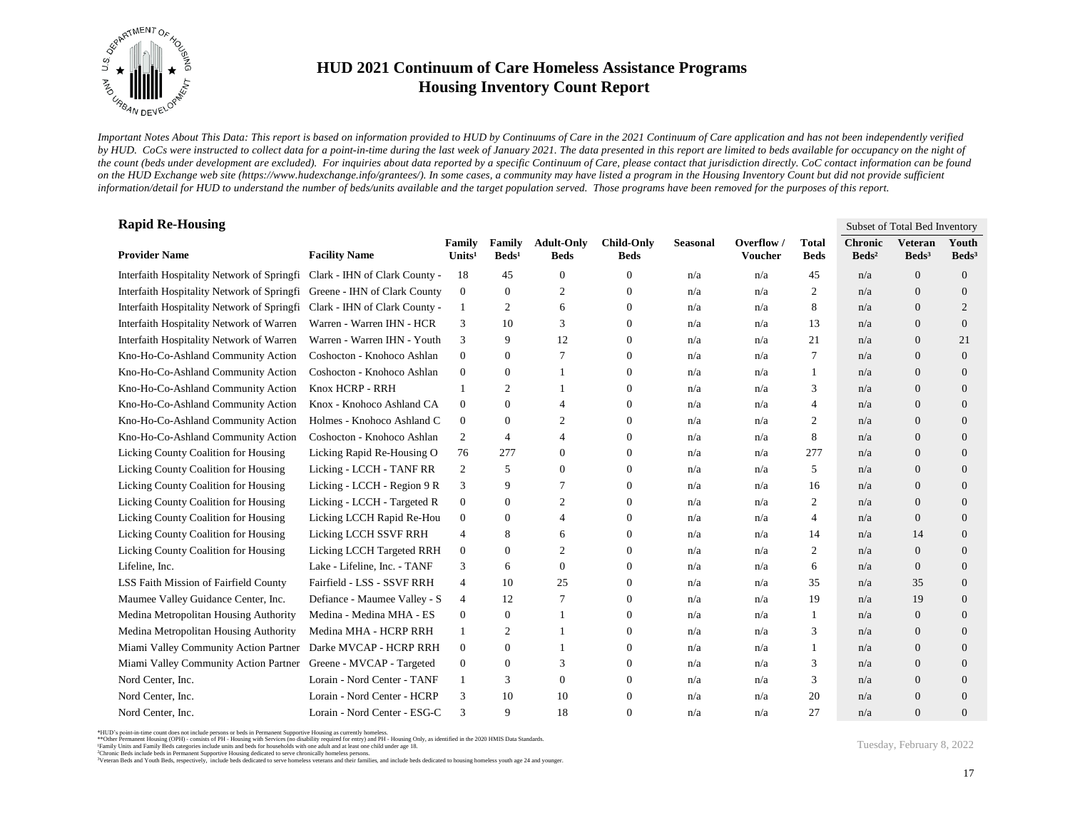# HUD 2021 Continuum of Care Homeless Assistance Programs
## Housing Inventory Count Report

*Important Notes About This Data: This report is based on information provided to HUD by Continuums of Care in the 2021 Continuum of Care application and has not been independently verified by HUD. CoCs were instructed to collect data for a point-in-time during the last week of January 2021. The data presented in this report are limited to beds available for occupancy on the night of the count (beds under development are excluded). For inquiries about data reported by a specific Continuum of Care, please contact that jurisdiction directly. CoC contact information can be found on the HUD Exchange web site (https://www.hudexchange.info/grantees/). In some cases, a community may have listed a program in the Housing Inventory Count but did not provide sufficient information/detail for HUD to understand the number of beds/units available and the target population served. Those programs have been removed for the purposes of this report.*

### Rapid Re-Housing

| | | | | | | | | | Subset of Total Bed Inventory | | |
|---|---|---|---|---|---|---|---|---|---|---|---|
| **Provider Name** | **Facility Name** | **Family Units[1]** | **Family Beds[1]** | **Adult-Only Beds** | **Child-Only Beds** | **Seasonal** | **Overflow / Voucher** | **Total Beds** | **Chronic Beds[2]** | **Veteran Beds[3]** | **Youth Beds[3]** |
| Interfaith Hospitality Network of Springfi | Clark - IHN of Clark County - | 18 | 45 | 0 | 0 | n/a | n/a | 45 | n/a | 0 | 0 |
| Interfaith Hospitality Network of Springfi | Greene - IHN of Clark County | 0 | 0 | 2 | 0 | n/a | n/a | 2 | n/a | 0 | 0 |
| Interfaith Hospitality Network of Springfi | Clark - IHN of Clark County - | 1 | 2 | 6 | 0 | n/a | n/a | 8 | n/a | 0 | 2 |
| Interfaith Hospitality Network of Warren | Warren - Warren IHN - HCR | 3 | 10 | 3 | 0 | n/a | n/a | 13 | n/a | 0 | 0 |
| Interfaith Hospitality Network of Warren | Warren - Warren IHN - Youth | 3 | 9 | 12 | 0 | n/a | n/a | 21 | n/a | 0 | 21 |
| Kno-Ho-Co-Ashland Community Action | Coshocton - Knohoco Ashlan | 0 | 0 | 7 | 0 | n/a | n/a | 7 | n/a | 0 | 0 |
| Kno-Ho-Co-Ashland Community Action | Coshocton - Knohoco Ashlan | 0 | 0 | 1 | 0 | n/a | n/a | 1 | n/a | 0 | 0 |
| Kno-Ho-Co-Ashland Community Action | Knox HCRP - RRH | 1 | 2 | 1 | 0 | n/a | n/a | 3 | n/a | 0 | 0 |
| Kno-Ho-Co-Ashland Community Action | Knox - Knohoco Ashland CA | 0 | 0 | 4 | 0 | n/a | n/a | 4 | n/a | 0 | 0 |
| Kno-Ho-Co-Ashland Community Action | Holmes - Knohoco Ashland C | 0 | 0 | 2 | 0 | n/a | n/a | 2 | n/a | 0 | 0 |
| Kno-Ho-Co-Ashland Community Action | Coshocton - Knohoco Ashlan | 2 | 4 | 4 | 0 | n/a | n/a | 8 | n/a | 0 | 0 |
| Licking County Coalition for Housing | Licking Rapid Re-Housing O | 76 | 277 | 0 | 0 | n/a | n/a | 277 | n/a | 0 | 0 |
| Licking County Coalition for Housing | Licking - LCCH - TANF RR | 2 | 5 | 0 | 0 | n/a | n/a | 5 | n/a | 0 | 0 |
| Licking County Coalition for Housing | Licking - LCCH - Region 9 R | 3 | 9 | 7 | 0 | n/a | n/a | 16 | n/a | 0 | 0 |
| Licking County Coalition for Housing | Licking - LCCH - Targeted R | 0 | 0 | 2 | 0 | n/a | n/a | 2 | n/a | 0 | 0 |
| Licking County Coalition for Housing | Licking LCCH Rapid Re-Hou | 0 | 0 | 4 | 0 | n/a | n/a | 4 | n/a | 0 | 0 |
| Licking County Coalition for Housing | Licking LCCH SSVF RRH | 4 | 8 | 6 | 0 | n/a | n/a | 14 | n/a | 14 | 0 |
| Licking County Coalition for Housing | Licking LCCH Targeted RRH | 0 | 0 | 2 | 0 | n/a | n/a | 2 | n/a | 0 | 0 |
| Lifeline, Inc. | Lake - Lifeline, Inc. - TANF | 3 | 6 | 0 | 0 | n/a | n/a | 6 | n/a | 0 | 0 |
| LSS Faith Mission of Fairfield County | Fairfield - LSS - SSVF RRH | 4 | 10 | 25 | 0 | n/a | n/a | 35 | n/a | 35 | 0 |
| Maumee Valley Guidance Center, Inc. | Defiance - Maumee Valley - S | 4 | 12 | 7 | 0 | n/a | n/a | 19 | n/a | 19 | 0 |
| Medina Metropolitan Housing Authority | Medina - Medina MHA - ES | 0 | 0 | 1 | 0 | n/a | n/a | 1 | n/a | 0 | 0 |
| Medina Metropolitan Housing Authority | Medina MHA - HCRP RRH | 1 | 2 | 1 | 0 | n/a | n/a | 3 | n/a | 0 | 0 |
| Miami Valley Community Action Partner | Darke MVCAP - HCRP RRH | 0 | 0 | 1 | 0 | n/a | n/a | 1 | n/a | 0 | 0 |
| Miami Valley Community Action Partner | Greene - MVCAP - Targeted | 0 | 0 | 3 | 0 | n/a | n/a | 3 | n/a | 0 | 0 |
| Nord Center, Inc. | Lorain - Nord Center - TANF | 1 | 3 | 0 | 0 | n/a | n/a | 3 | n/a | 0 | 0 |
| Nord Center, Inc. | Lorain - Nord Center - HCRP | 3 | 10 | 10 | 0 | n/a | n/a | 20 | n/a | 0 | 0 |
| Nord Center, Inc. | Lorain - Nord Center - ESG-C | 3 | 9 | 18 | 0 | n/a | n/a | 27 | n/a | 0 | 0 |

*HUD's point-in-time count does not include persons or beds in Permanent Supportive Housing as currently homeless.
**Other Permanent Housing (OPH) - consists of PH - Housing with Services (no disability required for entry) and PH - Housing Only, as identified in the 2020 HMIS Data Standards.
[1]Family Units and Family Beds categories include units and beds for households with one adult and at least one child under age 18.
[2]Chronic Beds include beds in Permanent Supportive Housing dedicated to serve chronically homeless persons.
[3]Veteran Beds and Youth Beds, respectively, include beds dedicated to serve homeless veterans and their families, and include beds dedicated to housing homeless youth age 24 and younger.

Tuesday, February 8, 2022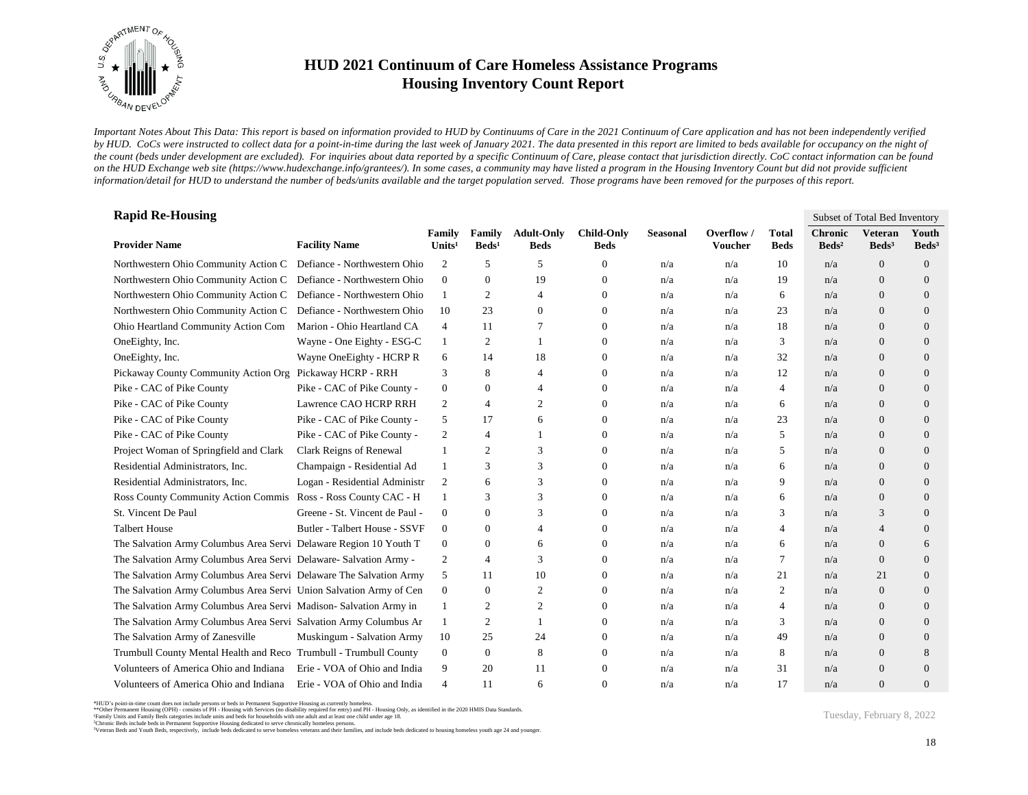# HUD 2021 Continuum of Care Homeless Assistance Programs
## Housing Inventory Count Report

*Important Notes About This Data: This report is based on information provided to HUD by Continuums of Care in the 2021 Continuum of Care application and has not been independently verified by HUD. CoCs were instructed to collect data for a point-in-time during the last week of January 2021. The data presented in this report are limited to beds available for occupancy on the night of the count (beds under development are excluded). For inquiries about data reported by a specific Continuum of Care, please contact that jurisdiction directly. CoC contact information can be found on the HUD Exchange web site (https://www.hudexchange.info/grantees/). In some cases, a community may have listed a program in the Housing Inventory Count but did not provide sufficient information/detail for HUD to understand the number of beds/units available and the target population served. Those programs have been removed for the purposes of this report.*

### Rapid Re-Housing

| Provider Name | Facility Name | Family Units[1] | Family Beds[1] | Adult-Only Beds | Child-Only Beds | Seasonal | Overflow / Voucher | Total Beds | Subset of Total Bed Inventory: Chronic Beds[2] | Veteran Beds[3] | Youth Beds[3] |
|---|---|---|---|---|---|---|---|---|---|---|---|
| Northwestern Ohio Community Action C | Defiance - Northwestern Ohio | 2 | 5 | 5 | 0 | n/a | n/a | 10 | n/a | 0 | 0 |
| Northwestern Ohio Community Action C | Defiance - Northwestern Ohio | 0 | 0 | 19 | 0 | n/a | n/a | 19 | n/a | 0 | 0 |
| Northwestern Ohio Community Action C | Defiance - Northwestern Ohio | 1 | 2 | 4 | 0 | n/a | n/a | 6 | n/a | 0 | 0 |
| Northwestern Ohio Community Action C | Defiance - Northwestern Ohio | 10 | 23 | 0 | 0 | n/a | n/a | 23 | n/a | 0 | 0 |
| Ohio Heartland Community Action Com | Marion - Ohio Heartland CA | 4 | 11 | 7 | 0 | n/a | n/a | 18 | n/a | 0 | 0 |
| OneEighty, Inc. | Wayne - One Eighty - ESG-C | 1 | 2 | 1 | 0 | n/a | n/a | 3 | n/a | 0 | 0 |
| OneEighty, Inc. | Wayne OneEighty - HCRP R | 6 | 14 | 18 | 0 | n/a | n/a | 32 | n/a | 0 | 0 |
| Pickaway County Community Action Org | Pickaway HCRP - RRH | 3 | 8 | 4 | 0 | n/a | n/a | 12 | n/a | 0 | 0 |
| Pike - CAC of Pike County | Pike - CAC of Pike County - | 0 | 0 | 4 | 0 | n/a | n/a | 4 | n/a | 0 | 0 |
| Pike - CAC of Pike County | Lawrence CAO HCRP RRH | 2 | 4 | 2 | 0 | n/a | n/a | 6 | n/a | 0 | 0 |
| Pike - CAC of Pike County | Pike - CAC of Pike County - | 5 | 17 | 6 | 0 | n/a | n/a | 23 | n/a | 0 | 0 |
| Pike - CAC of Pike County | Pike - CAC of Pike County - | 2 | 4 | 1 | 0 | n/a | n/a | 5 | n/a | 0 | 0 |
| Project Woman of Springfield and Clark | Clark Reigns of Renewal | 1 | 2 | 3 | 0 | n/a | n/a | 5 | n/a | 0 | 0 |
| Residential Administrators, Inc. | Champaign - Residential Ad | 1 | 3 | 3 | 0 | n/a | n/a | 6 | n/a | 0 | 0 |
| Residential Administrators, Inc. | Logan - Residential Administr | 2 | 6 | 3 | 0 | n/a | n/a | 9 | n/a | 0 | 0 |
| Ross County Community Action Commis | Ross - Ross County CAC - H | 1 | 3 | 3 | 0 | n/a | n/a | 6 | n/a | 0 | 0 |
| St. Vincent De Paul | Greene - St. Vincent de Paul - | 0 | 0 | 3 | 0 | n/a | n/a | 3 | n/a | 3 | 0 |
| Talbert House | Butler - Talbert House - SSVF | 0 | 0 | 4 | 0 | n/a | n/a | 4 | n/a | 4 | 0 |
| The Salvation Army Columbus Area Servi | Delaware Region 10 Youth T | 0 | 0 | 6 | 0 | n/a | n/a | 6 | n/a | 0 | 6 |
| The Salvation Army Columbus Area Servi | Delaware- Salvation Army - | 2 | 4 | 3 | 0 | n/a | n/a | 7 | n/a | 0 | 0 |
| The Salvation Army Columbus Area Servi | Delaware The Salvation Army | 5 | 11 | 10 | 0 | n/a | n/a | 21 | n/a | 21 | 0 |
| The Salvation Army Columbus Area Servi | Union Salvation Army of Cen | 0 | 0 | 2 | 0 | n/a | n/a | 2 | n/a | 0 | 0 |
| The Salvation Army Columbus Area Servi | Madison- Salvation Army in | 1 | 2 | 2 | 0 | n/a | n/a | 4 | n/a | 0 | 0 |
| The Salvation Army Columbus Area Servi | Salvation Army Columbus Ar | 1 | 2 | 1 | 0 | n/a | n/a | 3 | n/a | 0 | 0 |
| The Salvation Army of Zanesville | Muskingum - Salvation Army | 10 | 25 | 24 | 0 | n/a | n/a | 49 | n/a | 0 | 0 |
| Trumbull County Mental Health and Reco | Trumbull - Trumbull County | 0 | 0 | 8 | 0 | n/a | n/a | 8 | n/a | 0 | 8 |
| Volunteers of America Ohio and Indiana | Erie - VOA of Ohio and India | 9 | 20 | 11 | 0 | n/a | n/a | 31 | n/a | 0 | 0 |
| Volunteers of America Ohio and Indiana | Erie - VOA of Ohio and India | 4 | 11 | 6 | 0 | n/a | n/a | 17 | n/a | 0 | 0 |

*HUD's point-in-time count does not include persons or beds in Permanent Supportive Housing as currently homeless.
**Other Permanent Housing (OPH) - consists of PH - Housing with Services (no disability required for entry) and PH - Housing Only, as identified in the 2020 HMIS Data Standards.
[1]Family Units and Family Beds categories include units and beds for households with one adult and at least one child under age 18.
[2]Chronic Beds include beds in Permanent Supportive Housing dedicated to serve chronically homeless persons.
[3]Veteran Beds and Youth Beds, respectively, include beds dedicated to serve homeless veterans and their families, and include beds dedicated to housing homeless youth age 24 and younger.

Tuesday, February 8, 2022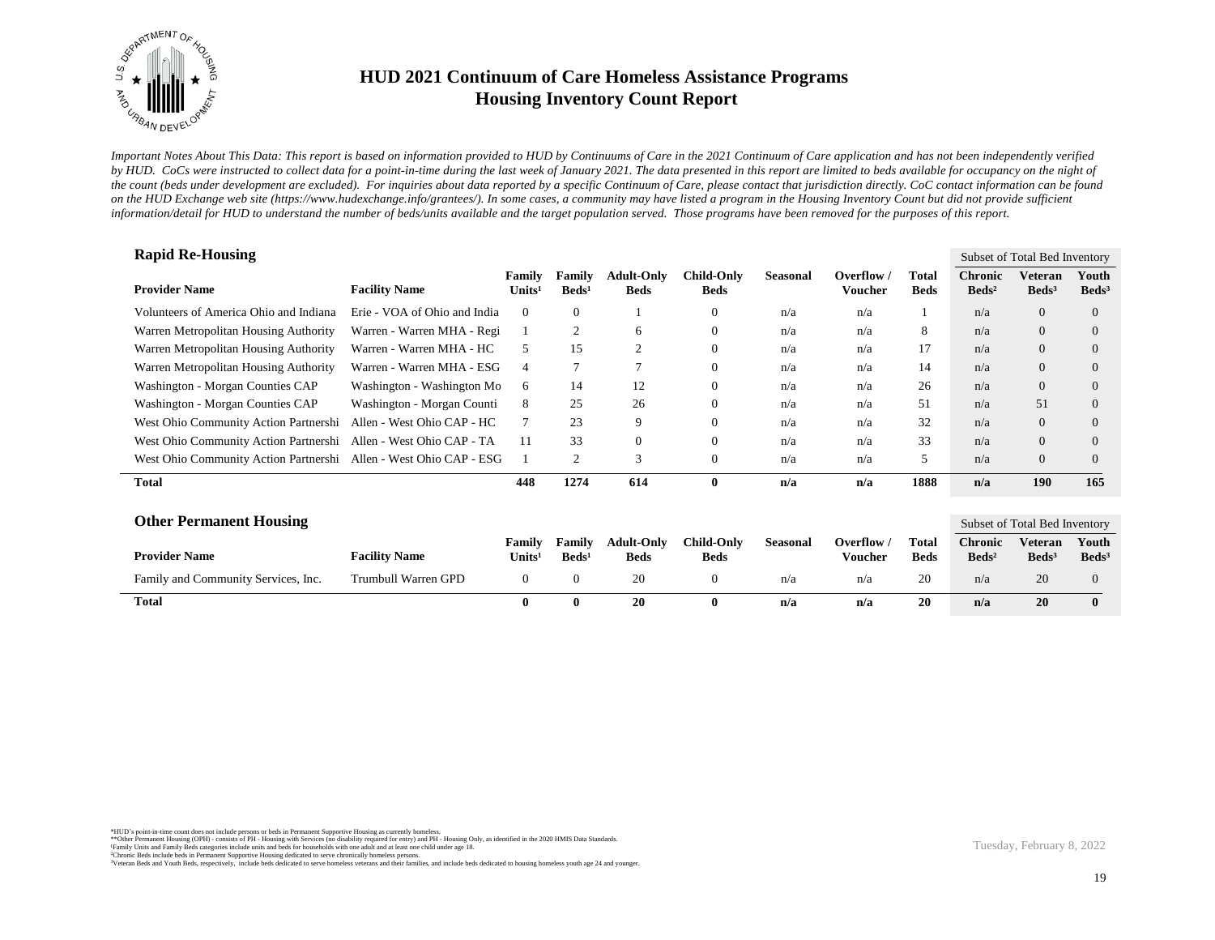# HUD 2021 Continuum of Care Homeless Assistance Programs
# Housing Inventory Count Report

*Important Notes About This Data: This report is based on information provided to HUD by Continuums of Care in the 2021 Continuum of Care application and has not been independently verified by HUD. CoCs were instructed to collect data for a point-in-time during the last week of January 2021. The data presented in this report are limited to beds available for occupancy on the night of the count (beds under development are excluded). For inquiries about data reported by a specific Continuum of Care, please contact that jurisdiction directly. CoC contact information can be found on the HUD Exchange web site (https://www.hudexchange.info/grantees/). In some cases, a community may have listed a program in the Housing Inventory Count but did not provide sufficient information/detail for HUD to understand the number of beds/units available and the target population served. Those programs have been removed for the purposes of this report.*

## Rapid Re-Housing

| Provider Name | Facility Name | Family Units[1] | Family Beds[1] | Adult-Only Beds | Child-Only Beds | Seasonal | Overflow / Voucher | Total Beds | Subset of Total Bed Inventory: Chronic Beds[2] | Veteran Beds[3] | Youth Beds[3] |
|---|---|---|---|---|---|---|---|---|---|---|---|
| Volunteers of America Ohio and Indiana | Erie - VOA of Ohio and India | 0 | 0 | 1 | 0 | n/a | n/a | 1 | n/a | 0 | 0 |
| Warren Metropolitan Housing Authority | Warren - Warren MHA - Regi | 1 | 2 | 6 | 0 | n/a | n/a | 8 | n/a | 0 | 0 |
| Warren Metropolitan Housing Authority | Warren - Warren MHA - HC | 5 | 15 | 2 | 0 | n/a | n/a | 17 | n/a | 0 | 0 |
| Warren Metropolitan Housing Authority | Warren - Warren MHA - ESG | 4 | 7 | 7 | 0 | n/a | n/a | 14 | n/a | 0 | 0 |
| Washington - Morgan Counties CAP | Washington - Washington Mo | 6 | 14 | 12 | 0 | n/a | n/a | 26 | n/a | 0 | 0 |
| Washington - Morgan Counties CAP | Washington - Morgan Counti | 8 | 25 | 26 | 0 | n/a | n/a | 51 | n/a | 51 | 0 |
| West Ohio Community Action Partnershi | Allen - West Ohio CAP - HC | 7 | 23 | 9 | 0 | n/a | n/a | 32 | n/a | 0 | 0 |
| West Ohio Community Action Partnershi | Allen - West Ohio CAP - TA | 11 | 33 | 0 | 0 | n/a | n/a | 33 | n/a | 0 | 0 |
| West Ohio Community Action Partnershi | Allen - West Ohio CAP - ESG | 1 | 2 | 3 | 0 | n/a | n/a | 5 | n/a | 0 | 0 |
| **Total** | | **448** | **1274** | **614** | **0** | **n/a** | **n/a** | **1888** | **n/a** | **190** | **165** |

## Other Permanent Housing

| Provider Name | Facility Name | Family Units[1] | Family Beds[1] | Adult-Only Beds | Child-Only Beds | Seasonal | Overflow / Voucher | Total Beds | Subset of Total Bed Inventory: Chronic Beds[2] | Veteran Beds[3] | Youth Beds[3] |
|---|---|---|---|---|---|---|---|---|---|---|---|
| Family and Community Services, Inc. | Trumbull Warren GPD | 0 | 0 | 20 | 0 | n/a | n/a | 20 | n/a | 20 | 0 |
| **Total** | | **0** | **0** | **20** | **0** | **n/a** | **n/a** | **20** | **n/a** | **20** | **0** |

*HUD's point-in-time count does not include persons or beds in Permanent Supportive Housing as currently homeless.
**Other Permanent Housing (OPH) - consists of PH - Housing with Services (no disability required for entry) and PH - Housing Only, as identified in the 2020 HMIS Data Standards.
[1]Family Units and Family Beds categories include units and beds for households with one adult and at least one child under age 18.
[2]Chronic Beds include beds in Permanent Supportive Housing dedicated to serve chronically homeless persons.
[3]Veteran Beds and Youth Beds, respectively, include beds dedicated to serve homeless veterans and their families, and include beds dedicated to housing homeless youth age 24 and younger.

Tuesday, February 8, 2022